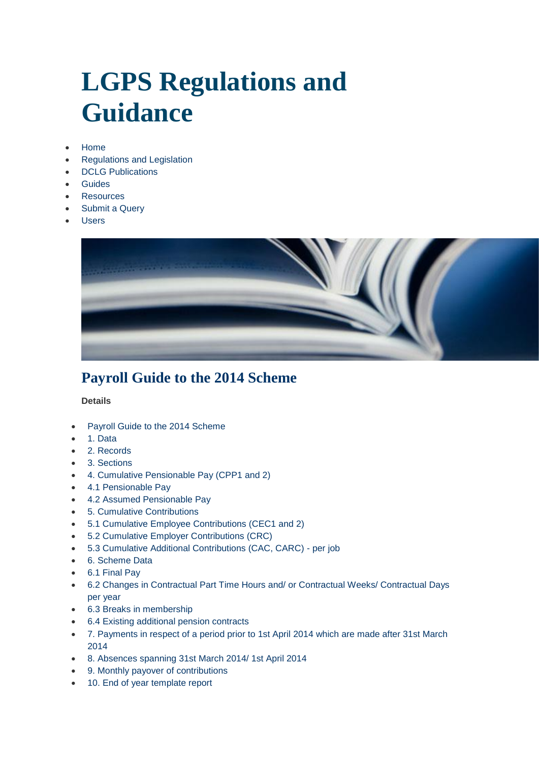# LGPS Regulations and Guidance

- Home
- Regulations and Legislation
- DCLG Publications
- Guides
- Resources
- Submit a Query
- Users

## Payroll Guide to the 2014 Scheme

**Details**

- Payroll Guide to the 2014 Scheme
- 1. Data
- 2. Records
- 3. Sections
- 4. Cumulative Pensionable Pay (CPP1 and 2)
- 4.1 Pensionable Pay
- 4.2 Assumed Pensionable Pay
- 5. Cumulative Contributions
- 5.1 Cumulative Employee Contributions (CEC1 and 2)
- 5.2 Cumulative Employer Contributions (CRC)
- 5.3 Cumulative Additional Contributions (CAC, CARC) - per job
- 6. Scheme Data
- 6.1 Final Pay
- 6.2 Changes in Contractual Part Time Hours and/ or Contractual Weeks/ Contractual Days per year
- 6.3 Breaks in membership
- 6.4 Existing additional pension contracts
- 7. Payments in respect of a period prior to 1st April 2014 which are made after 31st March 2014
- 8. Absences spanning 31st March 2014/ 1st April 2014
- 9. Monthly payover of contributions
- 10. End of year template report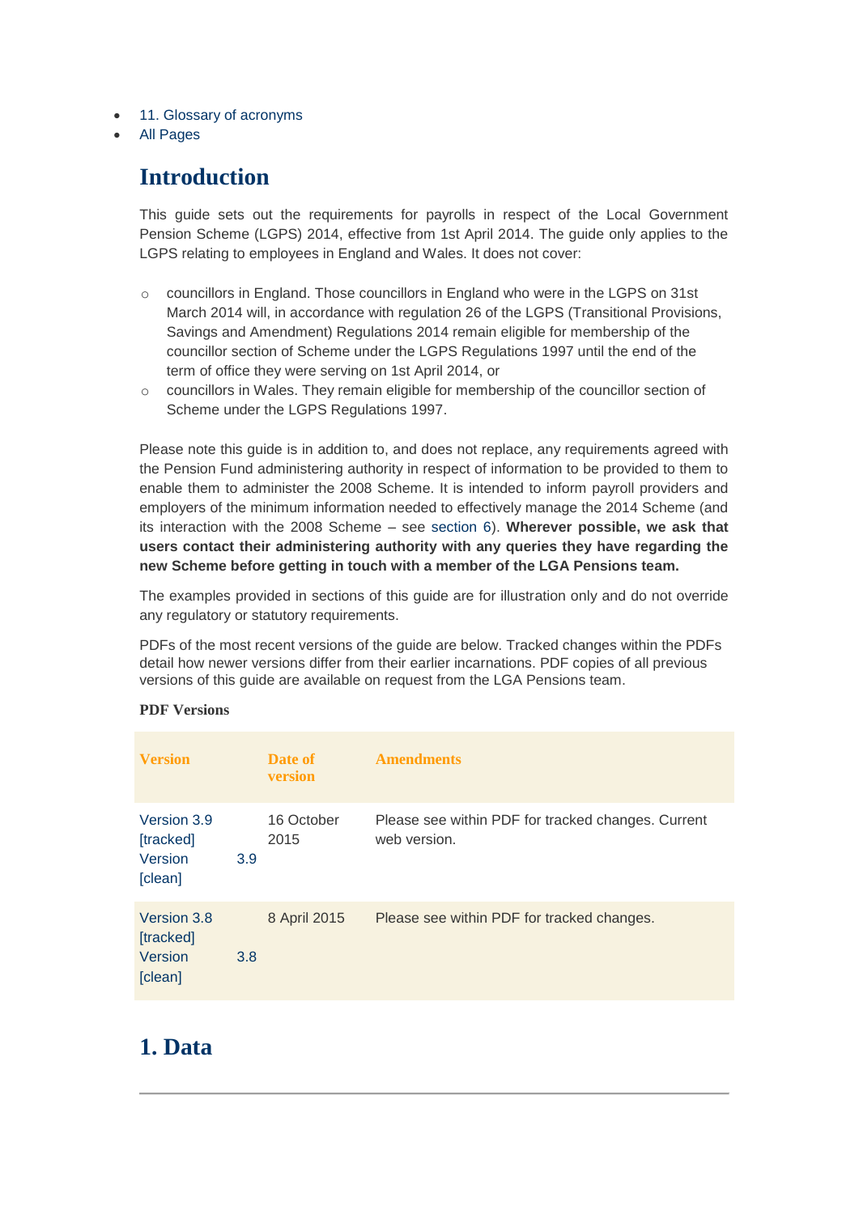- 11. Glossary of acronyms
- All Pages

## Introduction

This guide sets out the requirements for payrolls in respect of the Local Government Pension Scheme (LGPS) 2014, effective from 1st April 2014. The guide only applies to the LGPS relating to employees in England and Wales. It does not cover:

- councillors in England. Those councillors in England who were in the LGPS on 31st March 2014 will, in accordance with regulation 26 of the LGPS (Transitional Provisions, Savings and Amendment) Regulations 2014 remain eligible for membership of the councillor section of Scheme under the LGPS Regulations 1997 until the end of the term of office they were serving on 1st April 2014, or
- councillors in Wales. They remain eligible for membership of the councillor section of Scheme under the LGPS Regulations 1997.

Please note this guide is in addition to, and does not replace, any requirements agreed with the Pension Fund administering authority in respect of information to be provided to them to enable them to administer the 2008 Scheme. It is intended to inform payroll providers and employers of the minimum information needed to effectively manage the 2014 Scheme (and its interaction with the 2008 Scheme – see section 6). **Wherever possible, we ask that users contact their administering authority with any queries they have regarding the new Scheme before getting in touch with a member of the LGA Pensions team.**

The examples provided in sections of this guide are for illustration only and do not override any regulatory or statutory requirements.

PDFs of the most recent versions of the guide are below. Tracked changes within the PDFs detail how newer versions differ from their earlier incarnations. PDF copies of all previous versions of this guide are available on request from the LGA Pensions team.

**PDF Versions**

| Version | Date of version | Amendments |
|---|---|---|
| Version 3.9 [tracked] Version 3.9 [clean] | 16 October 2015 | Please see within PDF for tracked changes. Current web version. |
| Version 3.8 [tracked] Version 3.8 [clean] | 8 April 2015 | Please see within PDF for tracked changes. |

## 1. Data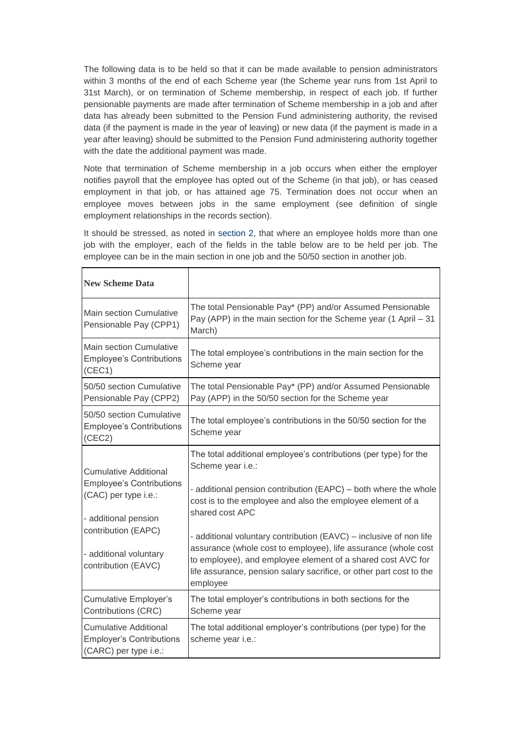The following data is to be held so that it can be made available to pension administrators within 3 months of the end of each Scheme year (the Scheme year runs from 1st April to 31st March), or on termination of Scheme membership, in respect of each job. If further pensionable payments are made after termination of Scheme membership in a job and after data has already been submitted to the Pension Fund administering authority, the revised data (if the payment is made in the year of leaving) or new data (if the payment is made in a year after leaving) should be submitted to the Pension Fund administering authority together with the date the additional payment was made.

Note that termination of Scheme membership in a job occurs when either the employer notifies payroll that the employee has opted out of the Scheme (in that job), or has ceased employment in that job, or has attained age 75. Termination does not occur when an employee moves between jobs in the same employment (see definition of single employment relationships in the records section).

It should be stressed, as noted in section 2, that where an employee holds more than one job with the employer, each of the fields in the table below are to be held per job. The employee can be in the main section in one job and the 50/50 section in another job.

| **New Scheme Data** | |
|---|---|
| Main section Cumulative Pensionable Pay (CPP1) | The total Pensionable Pay* (PP) and/or Assumed Pensionable Pay (APP) in the main section for the Scheme year (1 April – 31 March) |
| Main section Cumulative Employee's Contributions (CEC1) | The total employee's contributions in the main section for the Scheme year |
| 50/50 section Cumulative Pensionable Pay (CPP2) | The total Pensionable Pay* (PP) and/or Assumed Pensionable Pay (APP) in the 50/50 section for the Scheme year |
| 50/50 section Cumulative Employee's Contributions (CEC2) | The total employee's contributions in the 50/50 section for the Scheme year |
| Cumulative Additional Employee's Contributions (CAC) per type i.e.:<br><br>- additional pension contribution (EAPC)<br><br>- additional voluntary contribution (EAVC) | The total additional employee's contributions (per type) for the Scheme year i.e.:<br><br>- additional pension contribution (EAPC) – both where the whole cost is to the employee and also the employee element of a shared cost APC<br><br>- additional voluntary contribution (EAVC) – inclusive of non life assurance (whole cost to employee), life assurance (whole cost to employee), and employee element of a shared cost AVC for life assurance, pension salary sacrifice, or other part cost to the employee |
| Cumulative Employer's Contributions (CRC) | The total employer's contributions in both sections for the Scheme year |
| Cumulative Additional Employer's Contributions (CARC) per type i.e.: | The total additional employer's contributions (per type) for the scheme year i.e.: |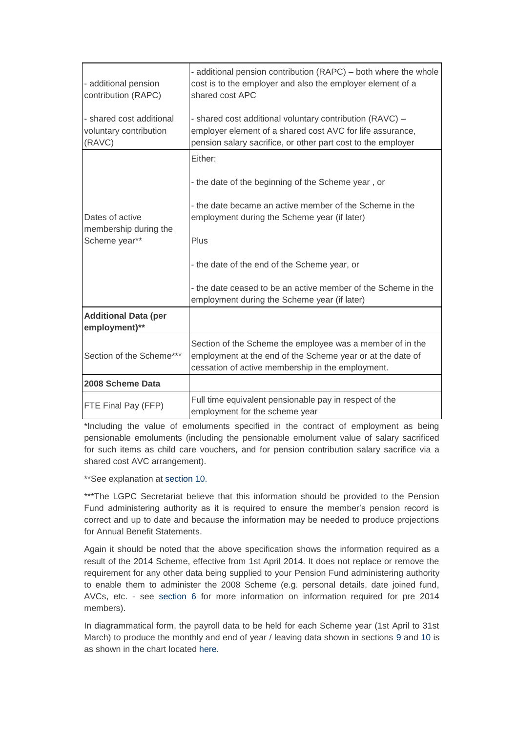| | |
|---|---|
| - additional pension contribution (RAPC)<br><br>- shared cost additional voluntary contribution (RAVC) | - additional pension contribution (RAPC) – both where the whole cost is to the employer and also the employer element of a shared cost APC<br><br>- shared cost additional voluntary contribution (RAVC) – employer element of a shared cost AVC for life assurance, pension salary sacrifice, or other part cost to the employer |
| Dates of active membership during the Scheme year** | Either:<br><br>- the date of the beginning of the Scheme year , or<br><br>- the date became an active member of the Scheme in the employment during the Scheme year (if later)<br><br>Plus<br><br>- the date of the end of the Scheme year, or<br><br>- the date ceased to be an active member of the Scheme in the employment during the Scheme year (if later) |
| **Additional Data (per employment)**** | |
| Section of the Scheme*** | Section of the Scheme the employee was a member of in the employment at the end of the Scheme year or at the date of cessation of active membership in the employment. |
| **2008 Scheme Data** | |
| FTE Final Pay (FFP) | Full time equivalent pensionable pay in respect of the employment for the scheme year |

*Including the value of emoluments specified in the contract of employment as being pensionable emoluments (including the pensionable emolument value of salary sacrificed for such items as child care vouchers, and for pension contribution salary sacrifice via a shared cost AVC arrangement).

**See explanation at section 10.

***The LGPC Secretariat believe that this information should be provided to the Pension Fund administering authority as it is required to ensure the member's pension record is correct and up to date and because the information may be needed to produce projections for Annual Benefit Statements.

Again it should be noted that the above specification shows the information required as a result of the 2014 Scheme, effective from 1st April 2014. It does not replace or remove the requirement for any other data being supplied to your Pension Fund administering authority to enable them to administer the 2008 Scheme (e.g. personal details, date joined fund, AVCs, etc. - see section 6 for more information on information required for pre 2014 members).

In diagrammatical form, the payroll data to be held for each Scheme year (1st April to 31st March) to produce the monthly and end of year / leaving data shown in sections 9 and 10 is as shown in the chart located here.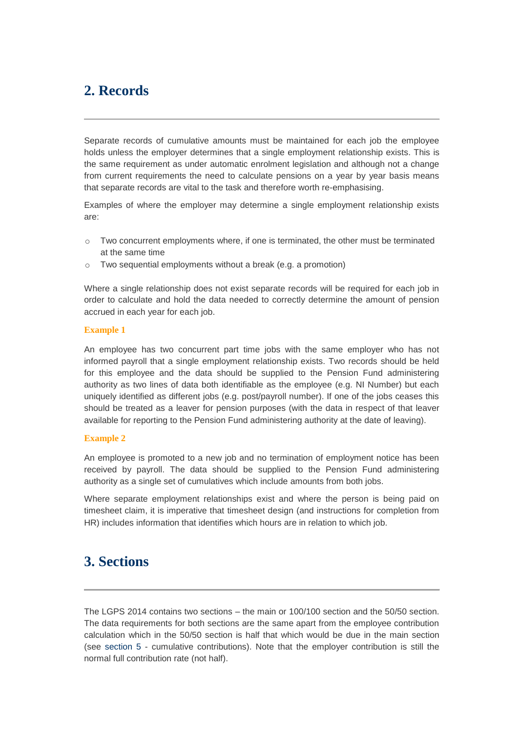## 2. Records

Separate records of cumulative amounts must be maintained for each job the employee holds unless the employer determines that a single employment relationship exists. This is the same requirement as under automatic enrolment legislation and although not a change from current requirements the need to calculate pensions on a year by year basis means that separate records are vital to the task and therefore worth re-emphasising.

Examples of where the employer may determine a single employment relationship exists are:

- Two concurrent employments where, if one is terminated, the other must be terminated at the same time
- Two sequential employments without a break (e.g. a promotion)

Where a single relationship does not exist separate records will be required for each job in order to calculate and hold the data needed to correctly determine the amount of pension accrued in each year for each job.

**Example 1**

An employee has two concurrent part time jobs with the same employer who has not informed payroll that a single employment relationship exists. Two records should be held for this employee and the data should be supplied to the Pension Fund administering authority as two lines of data both identifiable as the employee (e.g. NI Number) but each uniquely identified as different jobs (e.g. post/payroll number). If one of the jobs ceases this should be treated as a leaver for pension purposes (with the data in respect of that leaver available for reporting to the Pension Fund administering authority at the date of leaving).

**Example 2**

An employee is promoted to a new job and no termination of employment notice has been received by payroll. The data should be supplied to the Pension Fund administering authority as a single set of cumulatives which include amounts from both jobs.

Where separate employment relationships exist and where the person is being paid on timesheet claim, it is imperative that timesheet design (and instructions for completion from HR) includes information that identifies which hours are in relation to which job.

## 3. Sections

The LGPS 2014 contains two sections – the main or 100/100 section and the 50/50 section. The data requirements for both sections are the same apart from the employee contribution calculation which in the 50/50 section is half that which would be due in the main section (see section 5 - cumulative contributions). Note that the employer contribution is still the normal full contribution rate (not half).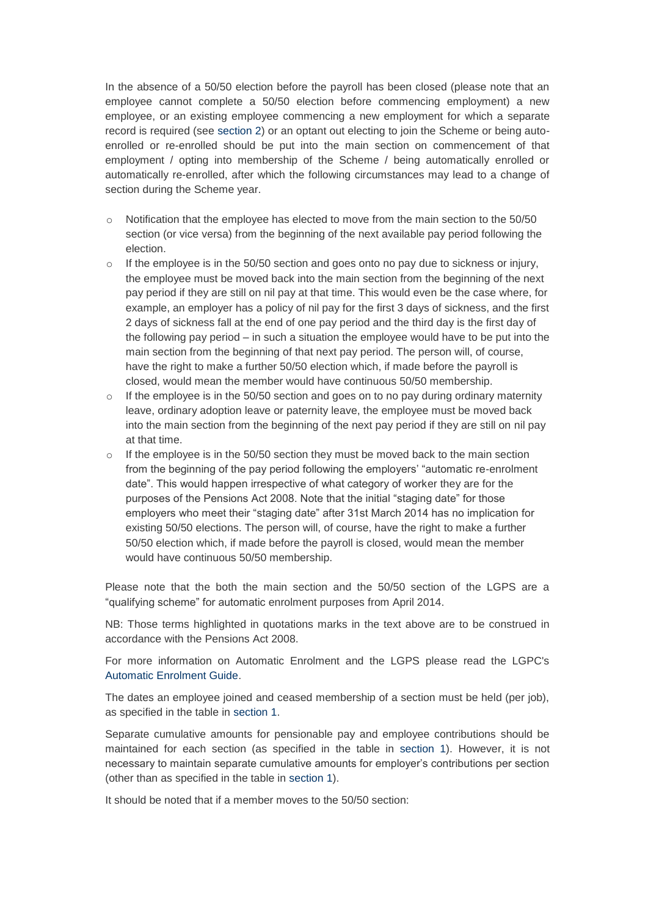In the absence of a 50/50 election before the payroll has been closed (please note that an employee cannot complete a 50/50 election before commencing employment) a new employee, or an existing employee commencing a new employment for which a separate record is required (see section 2) or an optant out electing to join the Scheme or being auto-enrolled or re-enrolled should be put into the main section on commencement of that employment / opting into membership of the Scheme / being automatically enrolled or automatically re-enrolled, after which the following circumstances may lead to a change of section during the Scheme year.

- Notification that the employee has elected to move from the main section to the 50/50 section (or vice versa) from the beginning of the next available pay period following the election.
- If the employee is in the 50/50 section and goes onto no pay due to sickness or injury, the employee must be moved back into the main section from the beginning of the next pay period if they are still on nil pay at that time. This would even be the case where, for example, an employer has a policy of nil pay for the first 3 days of sickness, and the first 2 days of sickness fall at the end of one pay period and the third day is the first day of the following pay period – in such a situation the employee would have to be put into the main section from the beginning of that next pay period. The person will, of course, have the right to make a further 50/50 election which, if made before the payroll is closed, would mean the member would have continuous 50/50 membership.
- If the employee is in the 50/50 section and goes on to no pay during ordinary maternity leave, ordinary adoption leave or paternity leave, the employee must be moved back into the main section from the beginning of the next pay period if they are still on nil pay at that time.
- If the employee is in the 50/50 section they must be moved back to the main section from the beginning of the pay period following the employers' "automatic re-enrolment date". This would happen irrespective of what category of worker they are for the purposes of the Pensions Act 2008. Note that the initial "staging date" for those employers who meet their "staging date" after 31st March 2014 has no implication for existing 50/50 elections. The person will, of course, have the right to make a further 50/50 election which, if made before the payroll is closed, would mean the member would have continuous 50/50 membership.

Please note that the both the main section and the 50/50 section of the LGPS are a "qualifying scheme" for automatic enrolment purposes from April 2014.

NB: Those terms highlighted in quotations marks in the text above are to be construed in accordance with the Pensions Act 2008.

For more information on Automatic Enrolment and the LGPS please read the LGPC's Automatic Enrolment Guide.

The dates an employee joined and ceased membership of a section must be held (per job), as specified in the table in section 1.

Separate cumulative amounts for pensionable pay and employee contributions should be maintained for each section (as specified in the table in section 1). However, it is not necessary to maintain separate cumulative amounts for employer's contributions per section (other than as specified in the table in section 1).

It should be noted that if a member moves to the 50/50 section: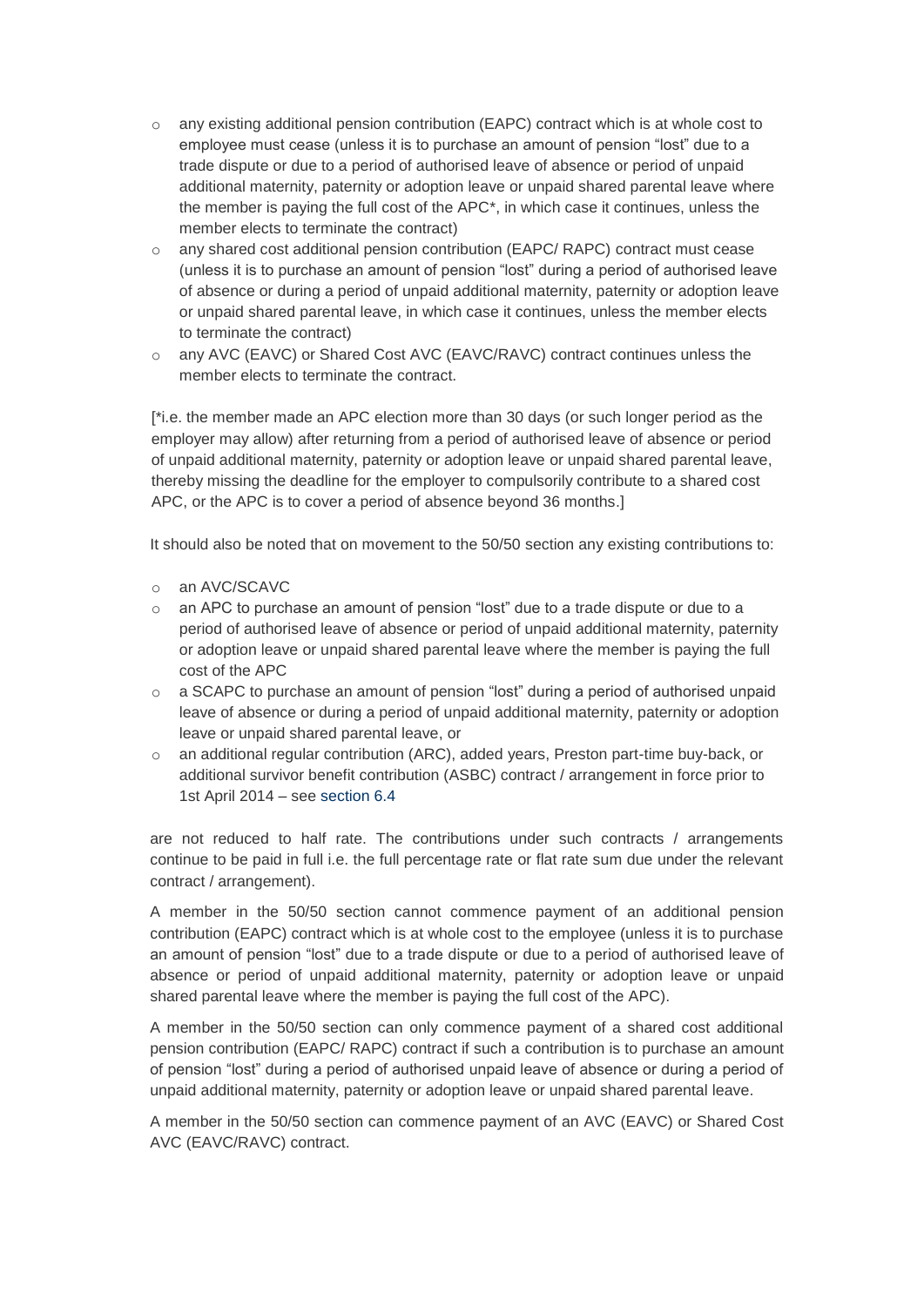- any existing additional pension contribution (EAPC) contract which is at whole cost to employee must cease (unless it is to purchase an amount of pension "lost" due to a trade dispute or due to a period of authorised leave of absence or period of unpaid additional maternity, paternity or adoption leave or unpaid shared parental leave where the member is paying the full cost of the APC*, in which case it continues, unless the member elects to terminate the contract)
- any shared cost additional pension contribution (EAPC/ RAPC) contract must cease (unless it is to purchase an amount of pension "lost" during a period of authorised leave of absence or during a period of unpaid additional maternity, paternity or adoption leave or unpaid shared parental leave, in which case it continues, unless the member elects to terminate the contract)
- any AVC (EAVC) or Shared Cost AVC (EAVC/RAVC) contract continues unless the member elects to terminate the contract.

[*i.e. the member made an APC election more than 30 days (or such longer period as the employer may allow) after returning from a period of authorised leave of absence or period of unpaid additional maternity, paternity or adoption leave or unpaid shared parental leave, thereby missing the deadline for the employer to compulsorily contribute to a shared cost APC, or the APC is to cover a period of absence beyond 36 months.]

It should also be noted that on movement to the 50/50 section any existing contributions to:

- an AVC/SCAVC
- an APC to purchase an amount of pension "lost" due to a trade dispute or due to a period of authorised leave of absence or period of unpaid additional maternity, paternity or adoption leave or unpaid shared parental leave where the member is paying the full cost of the APC
- a SCAPC to purchase an amount of pension "lost" during a period of authorised unpaid leave of absence or during a period of unpaid additional maternity, paternity or adoption leave or unpaid shared parental leave, or
- an additional regular contribution (ARC), added years, Preston part-time buy-back, or additional survivor benefit contribution (ASBC) contract / arrangement in force prior to 1st April 2014 – see section 6.4

are not reduced to half rate. The contributions under such contracts / arrangements continue to be paid in full i.e. the full percentage rate or flat rate sum due under the relevant contract / arrangement).

A member in the 50/50 section cannot commence payment of an additional pension contribution (EAPC) contract which is at whole cost to the employee (unless it is to purchase an amount of pension "lost" due to a trade dispute or due to a period of authorised leave of absence or period of unpaid additional maternity, paternity or adoption leave or unpaid shared parental leave where the member is paying the full cost of the APC).

A member in the 50/50 section can only commence payment of a shared cost additional pension contribution (EAPC/ RAPC) contract if such a contribution is to purchase an amount of pension "lost" during a period of authorised unpaid leave of absence or during a period of unpaid additional maternity, paternity or adoption leave or unpaid shared parental leave.

A member in the 50/50 section can commence payment of an AVC (EAVC) or Shared Cost AVC (EAVC/RAVC) contract.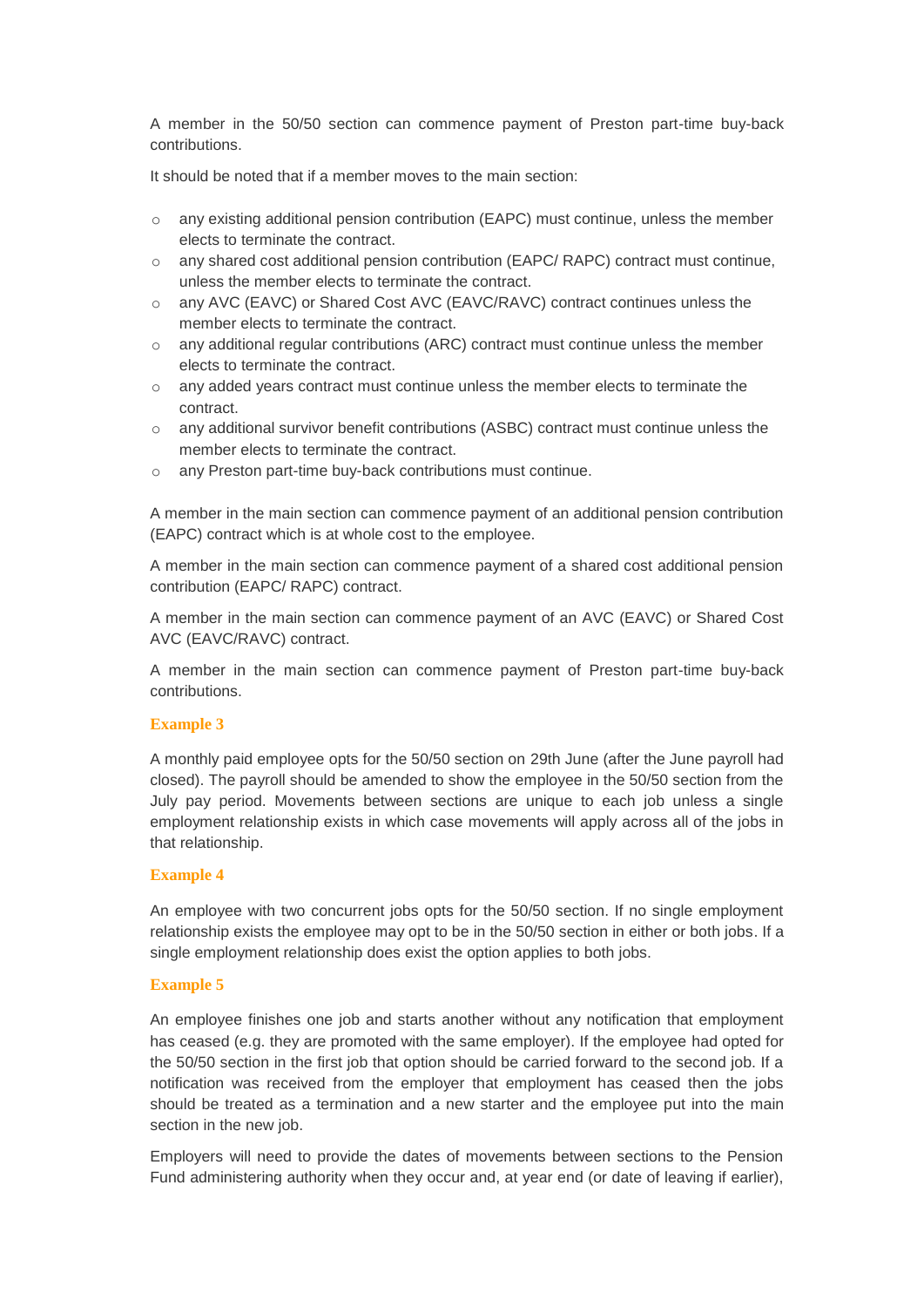A member in the 50/50 section can commence payment of Preston part-time buy-back contributions.

It should be noted that if a member moves to the main section:

- any existing additional pension contribution (EAPC) must continue, unless the member elects to terminate the contract.
- any shared cost additional pension contribution (EAPC/ RAPC) contract must continue, unless the member elects to terminate the contract.
- any AVC (EAVC) or Shared Cost AVC (EAVC/RAVC) contract continues unless the member elects to terminate the contract.
- any additional regular contributions (ARC) contract must continue unless the member elects to terminate the contract.
- any added years contract must continue unless the member elects to terminate the contract.
- any additional survivor benefit contributions (ASBC) contract must continue unless the member elects to terminate the contract.
- any Preston part-time buy-back contributions must continue.

A member in the main section can commence payment of an additional pension contribution (EAPC) contract which is at whole cost to the employee.

A member in the main section can commence payment of a shared cost additional pension contribution (EAPC/ RAPC) contract.

A member in the main section can commence payment of an AVC (EAVC) or Shared Cost AVC (EAVC/RAVC) contract.

A member in the main section can commence payment of Preston part-time buy-back contributions.

### Example 3

A monthly paid employee opts for the 50/50 section on 29th June (after the June payroll had closed). The payroll should be amended to show the employee in the 50/50 section from the July pay period. Movements between sections are unique to each job unless a single employment relationship exists in which case movements will apply across all of the jobs in that relationship.

### Example 4

An employee with two concurrent jobs opts for the 50/50 section. If no single employment relationship exists the employee may opt to be in the 50/50 section in either or both jobs. If a single employment relationship does exist the option applies to both jobs.

### Example 5

An employee finishes one job and starts another without any notification that employment has ceased (e.g. they are promoted with the same employer). If the employee had opted for the 50/50 section in the first job that option should be carried forward to the second job. If a notification was received from the employer that employment has ceased then the jobs should be treated as a termination and a new starter and the employee put into the main section in the new job.

Employers will need to provide the dates of movements between sections to the Pension Fund administering authority when they occur and, at year end (or date of leaving if earlier),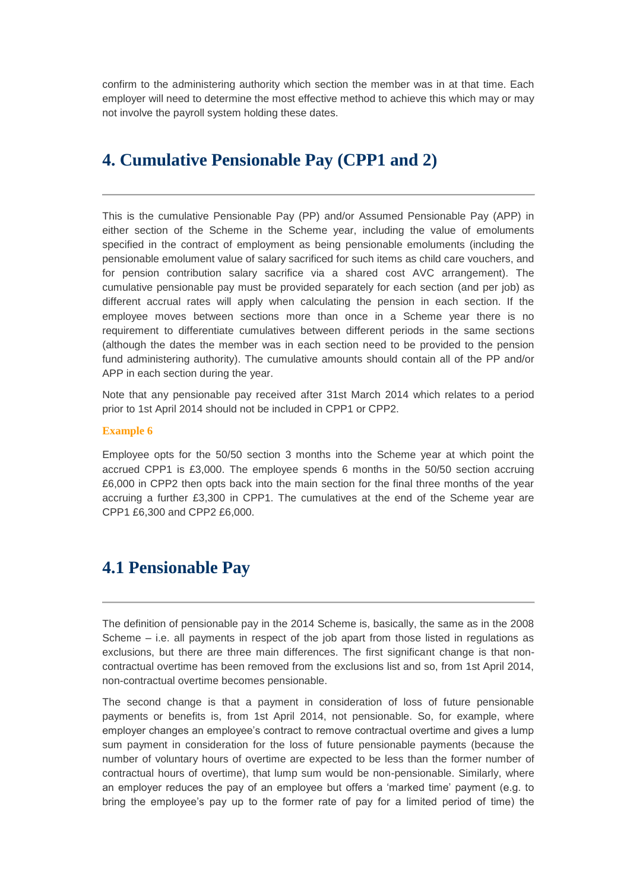confirm to the administering authority which section the member was in at that time. Each employer will need to determine the most effective method to achieve this which may or may not involve the payroll system holding these dates.

## 4. Cumulative Pensionable Pay (CPP1 and 2)

This is the cumulative Pensionable Pay (PP) and/or Assumed Pensionable Pay (APP) in either section of the Scheme in the Scheme year, including the value of emoluments specified in the contract of employment as being pensionable emoluments (including the pensionable emolument value of salary sacrificed for such items as child care vouchers, and for pension contribution salary sacrifice via a shared cost AVC arrangement). The cumulative pensionable pay must be provided separately for each section (and per job) as different accrual rates will apply when calculating the pension in each section. If the employee moves between sections more than once in a Scheme year there is no requirement to differentiate cumulatives between different periods in the same sections (although the dates the member was in each section need to be provided to the pension fund administering authority). The cumulative amounts should contain all of the PP and/or APP in each section during the year.

Note that any pensionable pay received after 31st March 2014 which relates to a period prior to 1st April 2014 should not be included in CPP1 or CPP2.

**Example 6**

Employee opts for the 50/50 section 3 months into the Scheme year at which point the accrued CPP1 is £3,000. The employee spends 6 months in the 50/50 section accruing £6,000 in CPP2 then opts back into the main section for the final three months of the year accruing a further £3,300 in CPP1. The cumulatives at the end of the Scheme year are CPP1 £6,300 and CPP2 £6,000.

## 4.1 Pensionable Pay

The definition of pensionable pay in the 2014 Scheme is, basically, the same as in the 2008 Scheme – i.e. all payments in respect of the job apart from those listed in regulations as exclusions, but there are three main differences. The first significant change is that non-contractual overtime has been removed from the exclusions list and so, from 1st April 2014, non-contractual overtime becomes pensionable.

The second change is that a payment in consideration of loss of future pensionable payments or benefits is, from 1st April 2014, not pensionable. So, for example, where employer changes an employee's contract to remove contractual overtime and gives a lump sum payment in consideration for the loss of future pensionable payments (because the number of voluntary hours of overtime are expected to be less than the former number of contractual hours of overtime), that lump sum would be non-pensionable. Similarly, where an employer reduces the pay of an employee but offers a 'marked time' payment (e.g. to bring the employee's pay up to the former rate of pay for a limited period of time) the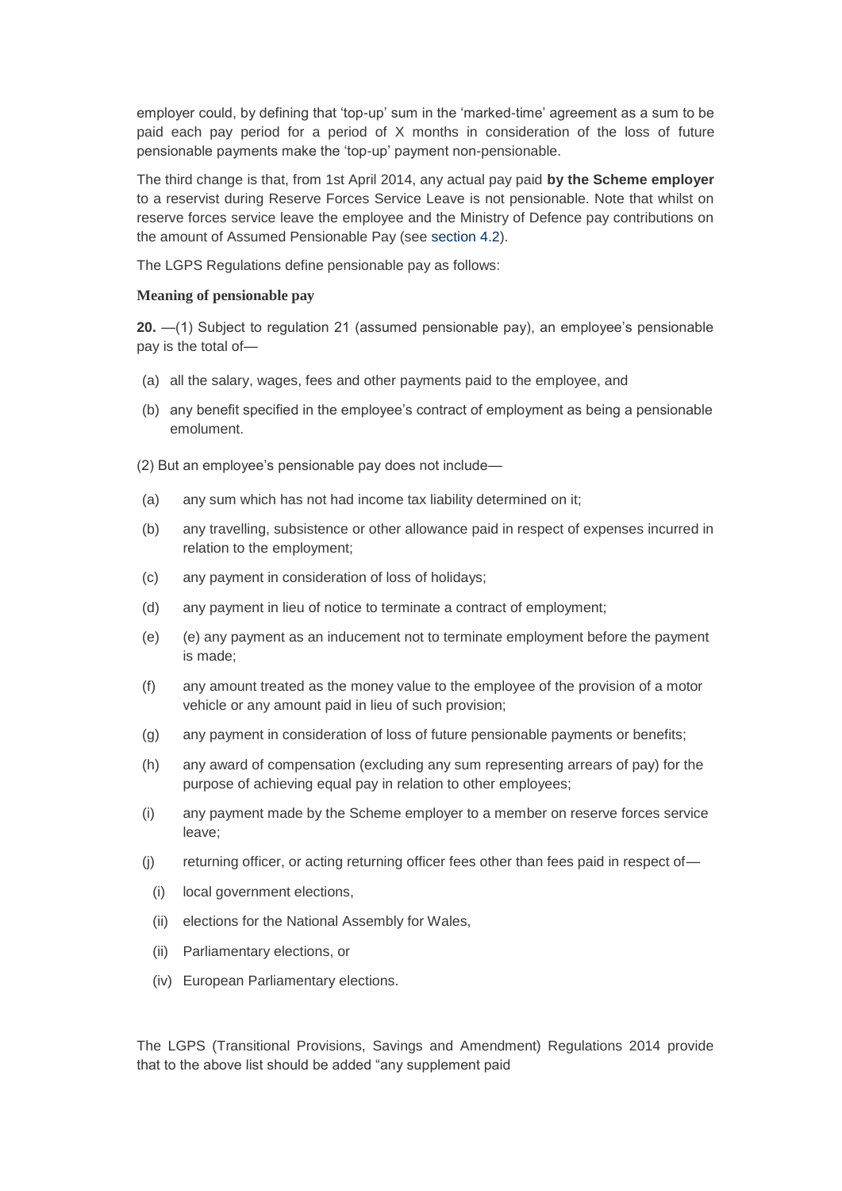employer could, by defining that 'top-up' sum in the 'marked-time' agreement as a sum to be paid each pay period for a period of X months in consideration of the loss of future pensionable payments make the 'top-up' payment non-pensionable.

The third change is that, from 1st April 2014, any actual pay paid **by the Scheme employer** to a reservist during Reserve Forces Service Leave is not pensionable. Note that whilst on reserve forces service leave the employee and the Ministry of Defence pay contributions on the amount of Assumed Pensionable Pay (see section 4.2).

The LGPS Regulations define pensionable pay as follows:

**Meaning of pensionable pay**

**20.** —(1) Subject to regulation 21 (assumed pensionable pay), an employee's pensionable pay is the total of—

(a) all the salary, wages, fees and other payments paid to the employee, and

(b) any benefit specified in the employee's contract of employment as being a pensionable emolument.

(2) But an employee's pensionable pay does not include—

(a) any sum which has not had income tax liability determined on it;

(b) any travelling, subsistence or other allowance paid in respect of expenses incurred in relation to the employment;

(c) any payment in consideration of loss of holidays;

(d) any payment in lieu of notice to terminate a contract of employment;

(e) (e) any payment as an inducement not to terminate employment before the payment is made;

(f) any amount treated as the money value to the employee of the provision of a motor vehicle or any amount paid in lieu of such provision;

(g) any payment in consideration of loss of future pensionable payments or benefits;

(h) any award of compensation (excluding any sum representing arrears of pay) for the purpose of achieving equal pay in relation to other employees;

(i) any payment made by the Scheme employer to a member on reserve forces service leave;

(j) returning officer, or acting returning officer fees other than fees paid in respect of—

(i) local government elections,

(ii) elections for the National Assembly for Wales,

(ii) Parliamentary elections, or

(iv) European Parliamentary elections.

The LGPS (Transitional Provisions, Savings and Amendment) Regulations 2014 provide that to the above list should be added "any supplement paid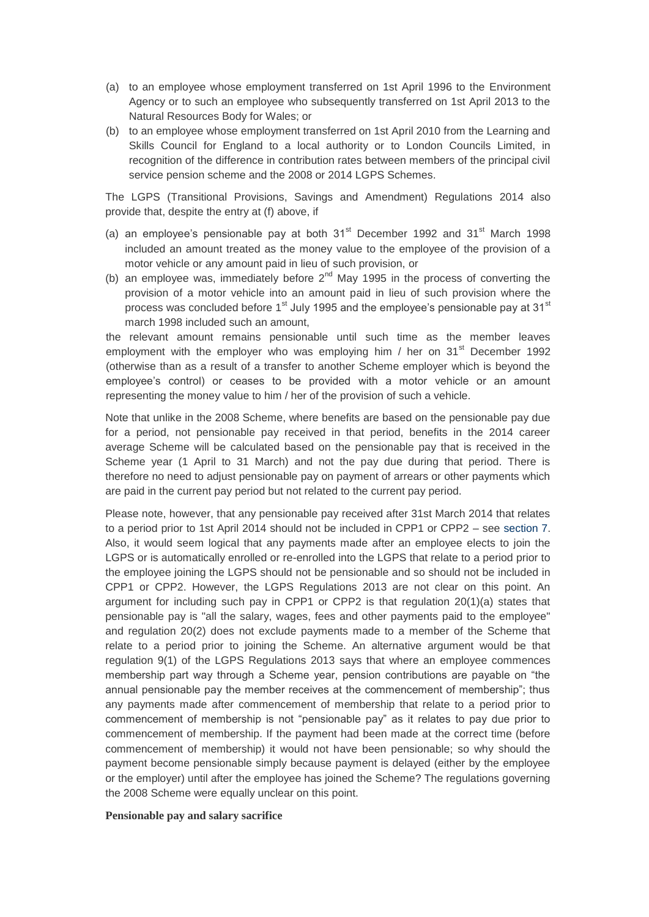(a) to an employee whose employment transferred on 1st April 1996 to the Environment Agency or to such an employee who subsequently transferred on 1st April 2013 to the Natural Resources Body for Wales; or

(b) to an employee whose employment transferred on 1st April 2010 from the Learning and Skills Council for England to a local authority or to London Councils Limited, in recognition of the difference in contribution rates between members of the principal civil service pension scheme and the 2008 or 2014 LGPS Schemes.

The LGPS (Transitional Provisions, Savings and Amendment) Regulations 2014 also provide that, despite the entry at (f) above, if

(a) an employee's pensionable pay at both 31st December 1992 and 31st March 1998 included an amount treated as the money value to the employee of the provision of a motor vehicle or any amount paid in lieu of such provision, or

(b) an employee was, immediately before 2nd May 1995 in the process of converting the provision of a motor vehicle into an amount paid in lieu of such provision where the process was concluded before 1st July 1995 and the employee's pensionable pay at 31st march 1998 included such an amount,

the relevant amount remains pensionable until such time as the member leaves employment with the employer who was employing him / her on 31st December 1992 (otherwise than as a result of a transfer to another Scheme employer which is beyond the employee's control) or ceases to be provided with a motor vehicle or an amount representing the money value to him / her of the provision of such a vehicle.

Note that unlike in the 2008 Scheme, where benefits are based on the pensionable pay due for a period, not pensionable pay received in that period, benefits in the 2014 career average Scheme will be calculated based on the pensionable pay that is received in the Scheme year (1 April to 31 March) and not the pay due during that period. There is therefore no need to adjust pensionable pay on payment of arrears or other payments which are paid in the current pay period but not related to the current pay period.

Please note, however, that any pensionable pay received after 31st March 2014 that relates to a period prior to 1st April 2014 should not be included in CPP1 or CPP2 – see section 7. Also, it would seem logical that any payments made after an employee elects to join the LGPS or is automatically enrolled or re-enrolled into the LGPS that relate to a period prior to the employee joining the LGPS should not be pensionable and so should not be included in CPP1 or CPP2. However, the LGPS Regulations 2013 are not clear on this point. An argument for including such pay in CPP1 or CPP2 is that regulation 20(1)(a) states that pensionable pay is "all the salary, wages, fees and other payments paid to the employee" and regulation 20(2) does not exclude payments made to a member of the Scheme that relate to a period prior to joining the Scheme. An alternative argument would be that regulation 9(1) of the LGPS Regulations 2013 says that where an employee commences membership part way through a Scheme year, pension contributions are payable on "the annual pensionable pay the member receives at the commencement of membership"; thus any payments made after commencement of membership that relate to a period prior to commencement of membership is not "pensionable pay" as it relates to pay due prior to commencement of membership. If the payment had been made at the correct time (before commencement of membership) it would not have been pensionable; so why should the payment become pensionable simply because payment is delayed (either by the employee or the employer) until after the employee has joined the Scheme? The regulations governing the 2008 Scheme were equally unclear on this point.

**Pensionable pay and salary sacrifice**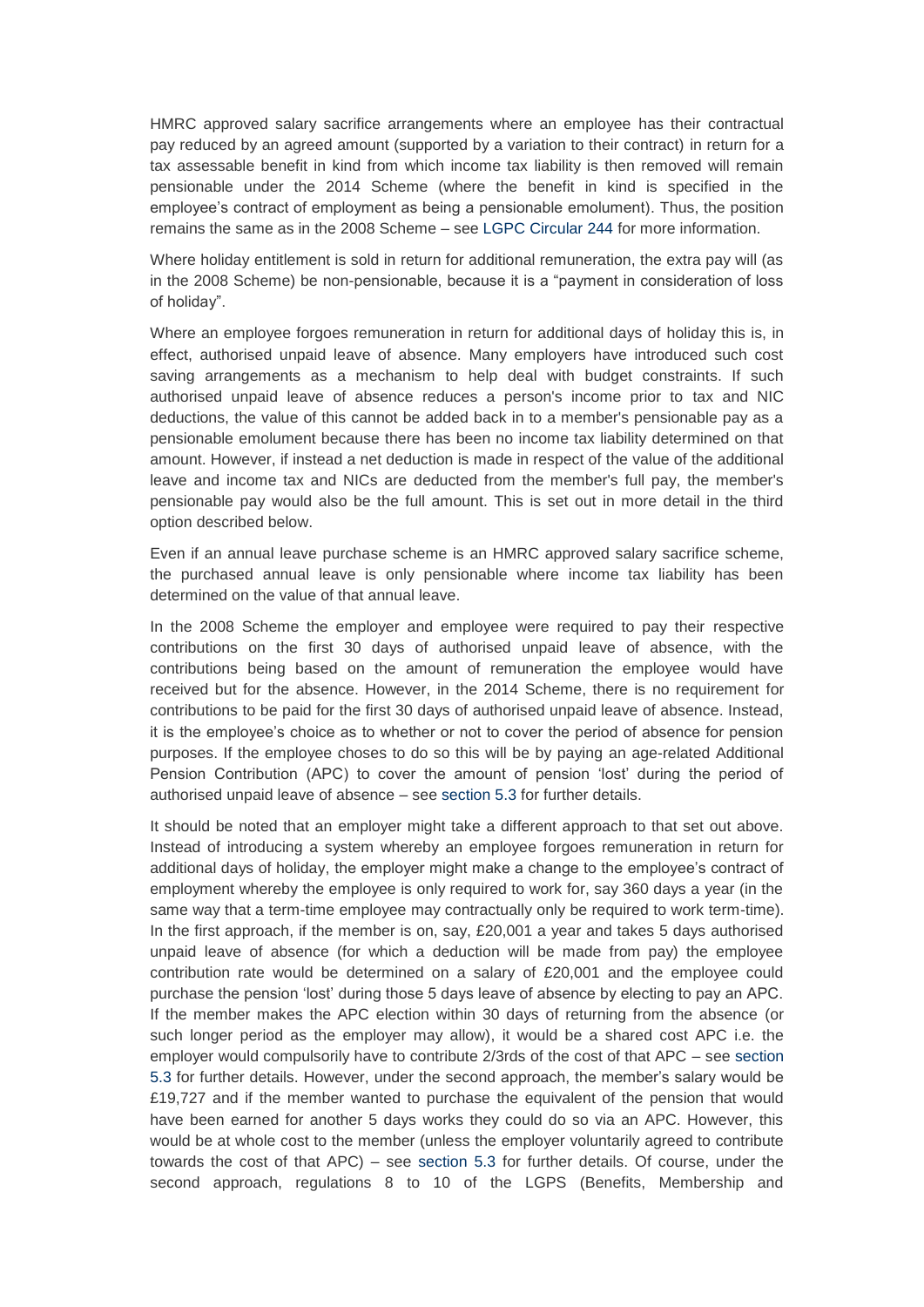HMRC approved salary sacrifice arrangements where an employee has their contractual pay reduced by an agreed amount (supported by a variation to their contract) in return for a tax assessable benefit in kind from which income tax liability is then removed will remain pensionable under the 2014 Scheme (where the benefit in kind is specified in the employee's contract of employment as being a pensionable emolument). Thus, the position remains the same as in the 2008 Scheme – see LGPC Circular 244 for more information.

Where holiday entitlement is sold in return for additional remuneration, the extra pay will (as in the 2008 Scheme) be non-pensionable, because it is a "payment in consideration of loss of holiday".

Where an employee forgoes remuneration in return for additional days of holiday this is, in effect, authorised unpaid leave of absence. Many employers have introduced such cost saving arrangements as a mechanism to help deal with budget constraints. If such authorised unpaid leave of absence reduces a person's income prior to tax and NIC deductions, the value of this cannot be added back in to a member's pensionable pay as a pensionable emolument because there has been no income tax liability determined on that amount. However, if instead a net deduction is made in respect of the value of the additional leave and income tax and NICs are deducted from the member's full pay, the member's pensionable pay would also be the full amount. This is set out in more detail in the third option described below.

Even if an annual leave purchase scheme is an HMRC approved salary sacrifice scheme, the purchased annual leave is only pensionable where income tax liability has been determined on the value of that annual leave.

In the 2008 Scheme the employer and employee were required to pay their respective contributions on the first 30 days of authorised unpaid leave of absence, with the contributions being based on the amount of remuneration the employee would have received but for the absence. However, in the 2014 Scheme, there is no requirement for contributions to be paid for the first 30 days of authorised unpaid leave of absence. Instead, it is the employee's choice as to whether or not to cover the period of absence for pension purposes. If the employee choses to do so this will be by paying an age-related Additional Pension Contribution (APC) to cover the amount of pension 'lost' during the period of authorised unpaid leave of absence – see section 5.3 for further details.

It should be noted that an employer might take a different approach to that set out above. Instead of introducing a system whereby an employee forgoes remuneration in return for additional days of holiday, the employer might make a change to the employee's contract of employment whereby the employee is only required to work for, say 360 days a year (in the same way that a term-time employee may contractually only be required to work term-time). In the first approach, if the member is on, say, £20,001 a year and takes 5 days authorised unpaid leave of absence (for which a deduction will be made from pay) the employee contribution rate would be determined on a salary of £20,001 and the employee could purchase the pension 'lost' during those 5 days leave of absence by electing to pay an APC. If the member makes the APC election within 30 days of returning from the absence (or such longer period as the employer may allow), it would be a shared cost APC i.e. the employer would compulsorily have to contribute 2/3rds of the cost of that APC – see section 5.3 for further details. However, under the second approach, the member's salary would be £19,727 and if the member wanted to purchase the equivalent of the pension that would have been earned for another 5 days works they could do so via an APC. However, this would be at whole cost to the member (unless the employer voluntarily agreed to contribute towards the cost of that APC) – see section 5.3 for further details. Of course, under the second approach, regulations 8 to 10 of the LGPS (Benefits, Membership and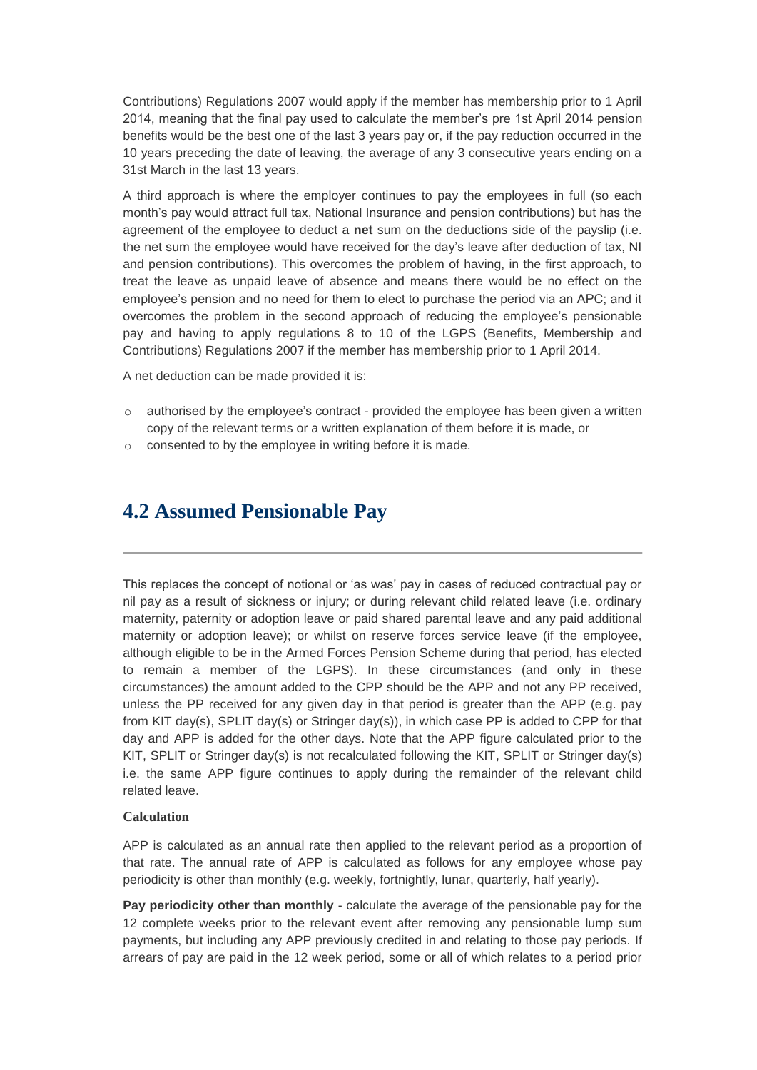Contributions) Regulations 2007 would apply if the member has membership prior to 1 April 2014, meaning that the final pay used to calculate the member's pre 1st April 2014 pension benefits would be the best one of the last 3 years pay or, if the pay reduction occurred in the 10 years preceding the date of leaving, the average of any 3 consecutive years ending on a 31st March in the last 13 years.

A third approach is where the employer continues to pay the employees in full (so each month's pay would attract full tax, National Insurance and pension contributions) but has the agreement of the employee to deduct a **net** sum on the deductions side of the payslip (i.e. the net sum the employee would have received for the day's leave after deduction of tax, NI and pension contributions). This overcomes the problem of having, in the first approach, to treat the leave as unpaid leave of absence and means there would be no effect on the employee's pension and no need for them to elect to purchase the period via an APC; and it overcomes the problem in the second approach of reducing the employee's pensionable pay and having to apply regulations 8 to 10 of the LGPS (Benefits, Membership and Contributions) Regulations 2007 if the member has membership prior to 1 April 2014.

A net deduction can be made provided it is:

- authorised by the employee's contract - provided the employee has been given a written copy of the relevant terms or a written explanation of them before it is made, or
- consented to by the employee in writing before it is made.

## 4.2 Assumed Pensionable Pay

This replaces the concept of notional or 'as was' pay in cases of reduced contractual pay or nil pay as a result of sickness or injury; or during relevant child related leave (i.e. ordinary maternity, paternity or adoption leave or paid shared parental leave and any paid additional maternity or adoption leave); or whilst on reserve forces service leave (if the employee, although eligible to be in the Armed Forces Pension Scheme during that period, has elected to remain a member of the LGPS). In these circumstances (and only in these circumstances) the amount added to the CPP should be the APP and not any PP received, unless the PP received for any given day in that period is greater than the APP (e.g. pay from KIT day(s), SPLIT day(s) or Stringer day(s)), in which case PP is added to CPP for that day and APP is added for the other days. Note that the APP figure calculated prior to the KIT, SPLIT or Stringer day(s) is not recalculated following the KIT, SPLIT or Stringer day(s) i.e. the same APP figure continues to apply during the remainder of the relevant child related leave.

**Calculation**

APP is calculated as an annual rate then applied to the relevant period as a proportion of that rate. The annual rate of APP is calculated as follows for any employee whose pay periodicity is other than monthly (e.g. weekly, fortnightly, lunar, quarterly, half yearly).

**Pay periodicity other than monthly** - calculate the average of the pensionable pay for the 12 complete weeks prior to the relevant event after removing any pensionable lump sum payments, but including any APP previously credited in and relating to those pay periods. If arrears of pay are paid in the 12 week period, some or all of which relates to a period prior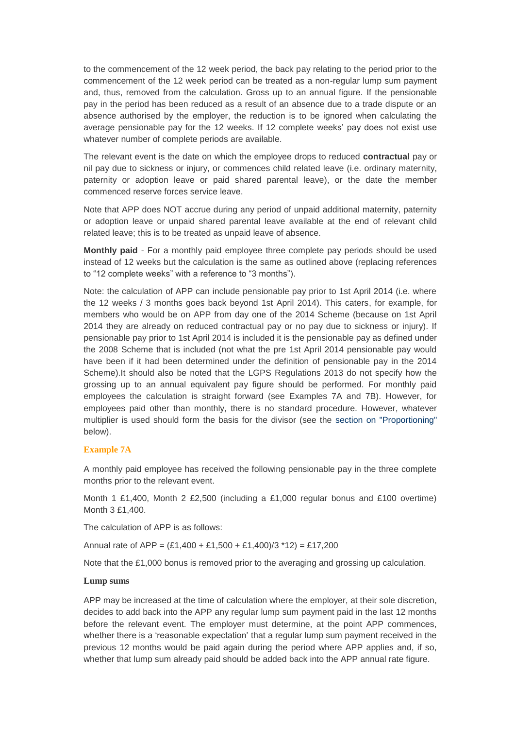to the commencement of the 12 week period, the back pay relating to the period prior to the commencement of the 12 week period can be treated as a non-regular lump sum payment and, thus, removed from the calculation. Gross up to an annual figure. If the pensionable pay in the period has been reduced as a result of an absence due to a trade dispute or an absence authorised by the employer, the reduction is to be ignored when calculating the average pensionable pay for the 12 weeks. If 12 complete weeks' pay does not exist use whatever number of complete periods are available.

The relevant event is the date on which the employee drops to reduced **contractual** pay or nil pay due to sickness or injury, or commences child related leave (i.e. ordinary maternity, paternity or adoption leave or paid shared parental leave), or the date the member commenced reserve forces service leave.

Note that APP does NOT accrue during any period of unpaid additional maternity, paternity or adoption leave or unpaid shared parental leave available at the end of relevant child related leave; this is to be treated as unpaid leave of absence.

**Monthly paid** - For a monthly paid employee three complete pay periods should be used instead of 12 weeks but the calculation is the same as outlined above (replacing references to "12 complete weeks" with a reference to "3 months").

Note: the calculation of APP can include pensionable pay prior to 1st April 2014 (i.e. where the 12 weeks / 3 months goes back beyond 1st April 2014). This caters, for example, for members who would be on APP from day one of the 2014 Scheme (because on 1st April 2014 they are already on reduced contractual pay or no pay due to sickness or injury). If pensionable pay prior to 1st April 2014 is included it is the pensionable pay as defined under the 2008 Scheme that is included (not what the pre 1st April 2014 pensionable pay would have been if it had been determined under the definition of pensionable pay in the 2014 Scheme).It should also be noted that the LGPS Regulations 2013 do not specify how the grossing up to an annual equivalent pay figure should be performed. For monthly paid employees the calculation is straight forward (see Examples 7A and 7B). However, for employees paid other than monthly, there is no standard procedure. However, whatever multiplier is used should form the basis for the divisor (see the section on "Proportioning" below).

#### Example 7A

A monthly paid employee has received the following pensionable pay in the three complete months prior to the relevant event.

Month 1 £1,400, Month 2 £2,500 (including a £1,000 regular bonus and £100 overtime) Month 3 £1,400.

The calculation of APP is as follows:

Annual rate of APP = (£1,400 + £1,500 + £1,400)/3 *12) = £17,200

Note that the £1,000 bonus is removed prior to the averaging and grossing up calculation.

#### Lump sums

APP may be increased at the time of calculation where the employer, at their sole discretion, decides to add back into the APP any regular lump sum payment paid in the last 12 months before the relevant event. The employer must determine, at the point APP commences, whether there is a 'reasonable expectation' that a regular lump sum payment received in the previous 12 months would be paid again during the period where APP applies and, if so, whether that lump sum already paid should be added back into the APP annual rate figure.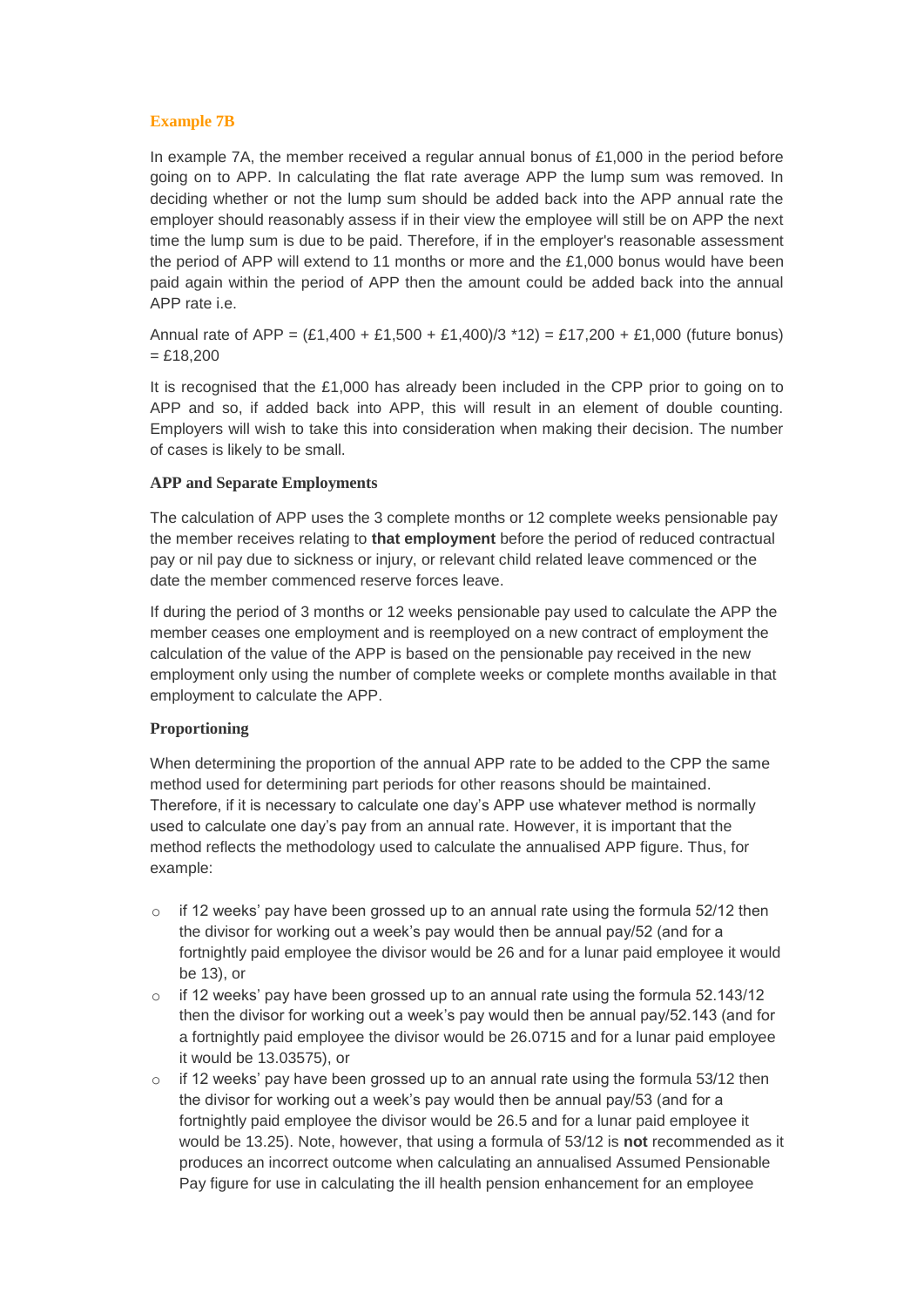### Example 7B

In example 7A, the member received a regular annual bonus of £1,000 in the period before going on to APP. In calculating the flat rate average APP the lump sum was removed. In deciding whether or not the lump sum should be added back into the APP annual rate the employer should reasonably assess if in their view the employee will still be on APP the next time the lump sum is due to be paid. Therefore, if in the employer's reasonable assessment the period of APP will extend to 11 months or more and the £1,000 bonus would have been paid again within the period of APP then the amount could be added back into the annual APP rate i.e.

Annual rate of APP = (£1,400 + £1,500 + £1,400)/3 *12) = £17,200 + £1,000 (future bonus) = £18,200

It is recognised that the £1,000 has already been included in the CPP prior to going on to APP and so, if added back into APP, this will result in an element of double counting. Employers will wish to take this into consideration when making their decision. The number of cases is likely to be small.

### APP and Separate Employments

The calculation of APP uses the 3 complete months or 12 complete weeks pensionable pay the member receives relating to **that employment** before the period of reduced contractual pay or nil pay due to sickness or injury, or relevant child related leave commenced or the date the member commenced reserve forces leave.

If during the period of 3 months or 12 weeks pensionable pay used to calculate the APP the member ceases one employment and is reemployed on a new contract of employment the calculation of the value of the APP is based on the pensionable pay received in the new employment only using the number of complete weeks or complete months available in that employment to calculate the APP.

### Proportioning

When determining the proportion of the annual APP rate to be added to the CPP the same method used for determining part periods for other reasons should be maintained. Therefore, if it is necessary to calculate one day's APP use whatever method is normally used to calculate one day's pay from an annual rate. However, it is important that the method reflects the methodology used to calculate the annualised APP figure. Thus, for example:

- if 12 weeks' pay have been grossed up to an annual rate using the formula 52/12 then the divisor for working out a week's pay would then be annual pay/52 (and for a fortnightly paid employee the divisor would be 26 and for a lunar paid employee it would be 13), or
- if 12 weeks' pay have been grossed up to an annual rate using the formula 52.143/12 then the divisor for working out a week's pay would then be annual pay/52.143 (and for a fortnightly paid employee the divisor would be 26.0715 and for a lunar paid employee it would be 13.03575), or
- if 12 weeks' pay have been grossed up to an annual rate using the formula 53/12 then the divisor for working out a week's pay would then be annual pay/53 (and for a fortnightly paid employee the divisor would be 26.5 and for a lunar paid employee it would be 13.25). Note, however, that using a formula of 53/12 is **not** recommended as it produces an incorrect outcome when calculating an annualised Assumed Pensionable Pay figure for use in calculating the ill health pension enhancement for an employee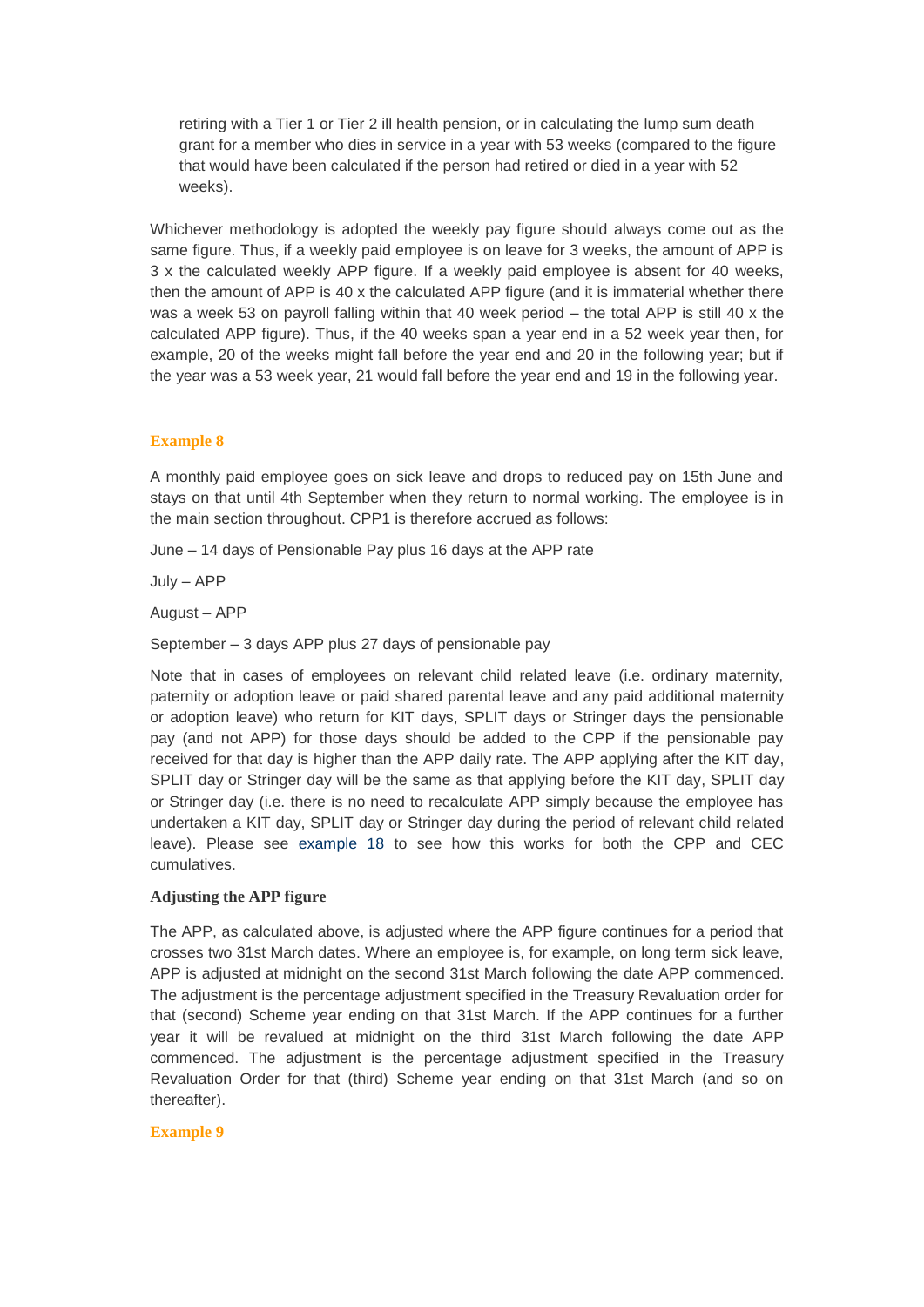retiring with a Tier 1 or Tier 2 ill health pension, or in calculating the lump sum death grant for a member who dies in service in a year with 53 weeks (compared to the figure that would have been calculated if the person had retired or died in a year with 52 weeks).

Whichever methodology is adopted the weekly pay figure should always come out as the same figure. Thus, if a weekly paid employee is on leave for 3 weeks, the amount of APP is 3 x the calculated weekly APP figure. If a weekly paid employee is absent for 40 weeks, then the amount of APP is 40 x the calculated APP figure (and it is immaterial whether there was a week 53 on payroll falling within that 40 week period – the total APP is still 40 x the calculated APP figure). Thus, if the 40 weeks span a year end in a 52 week year then, for example, 20 of the weeks might fall before the year end and 20 in the following year; but if the year was a 53 week year, 21 would fall before the year end and 19 in the following year.

### Example 8

A monthly paid employee goes on sick leave and drops to reduced pay on 15th June and stays on that until 4th September when they return to normal working. The employee is in the main section throughout. CPP1 is therefore accrued as follows:

June – 14 days of Pensionable Pay plus 16 days at the APP rate

July – APP

August – APP

September – 3 days APP plus 27 days of pensionable pay

Note that in cases of employees on relevant child related leave (i.e. ordinary maternity, paternity or adoption leave or paid shared parental leave and any paid additional maternity or adoption leave) who return for KIT days, SPLIT days or Stringer days the pensionable pay (and not APP) for those days should be added to the CPP if the pensionable pay received for that day is higher than the APP daily rate. The APP applying after the KIT day, SPLIT day or Stringer day will be the same as that applying before the KIT day, SPLIT day or Stringer day (i.e. there is no need to recalculate APP simply because the employee has undertaken a KIT day, SPLIT day or Stringer day during the period of relevant child related leave). Please see example 18 to see how this works for both the CPP and CEC cumulatives.

**Adjusting the APP figure**

The APP, as calculated above, is adjusted where the APP figure continues for a period that crosses two 31st March dates. Where an employee is, for example, on long term sick leave, APP is adjusted at midnight on the second 31st March following the date APP commenced. The adjustment is the percentage adjustment specified in the Treasury Revaluation order for that (second) Scheme year ending on that 31st March. If the APP continues for a further year it will be revalued at midnight on the third 31st March following the date APP commenced. The adjustment is the percentage adjustment specified in the Treasury Revaluation Order for that (third) Scheme year ending on that 31st March (and so on thereafter).

### Example 9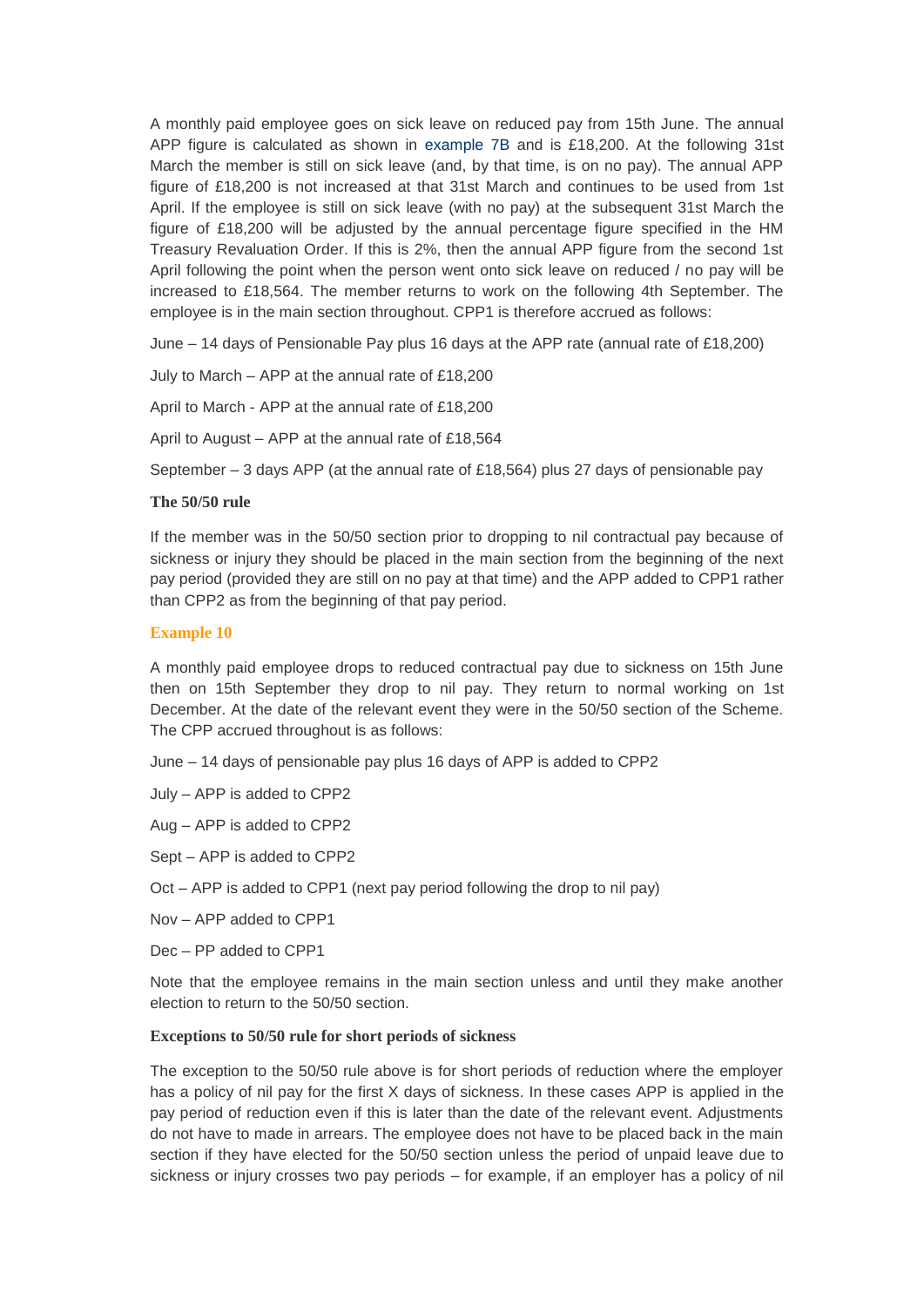A monthly paid employee goes on sick leave on reduced pay from 15th June. The annual APP figure is calculated as shown in example 7B and is £18,200. At the following 31st March the member is still on sick leave (and, by that time, is on no pay). The annual APP figure of £18,200 is not increased at that 31st March and continues to be used from 1st April. If the employee is still on sick leave (with no pay) at the subsequent 31st March the figure of £18,200 will be adjusted by the annual percentage figure specified in the HM Treasury Revaluation Order. If this is 2%, then the annual APP figure from the second 1st April following the point when the person went onto sick leave on reduced / no pay will be increased to £18,564. The member returns to work on the following 4th September. The employee is in the main section throughout. CPP1 is therefore accrued as follows:

June – 14 days of Pensionable Pay plus 16 days at the APP rate (annual rate of £18,200)

July to March – APP at the annual rate of £18,200

April to March - APP at the annual rate of £18,200

April to August – APP at the annual rate of £18,564

September – 3 days APP (at the annual rate of £18,564) plus 27 days of pensionable pay

**The 50/50 rule**

If the member was in the 50/50 section prior to dropping to nil contractual pay because of sickness or injury they should be placed in the main section from the beginning of the next pay period (provided they are still on no pay at that time) and the APP added to CPP1 rather than CPP2 as from the beginning of that pay period.

**Example 10**

A monthly paid employee drops to reduced contractual pay due to sickness on 15th June then on 15th September they drop to nil pay. They return to normal working on 1st December. At the date of the relevant event they were in the 50/50 section of the Scheme. The CPP accrued throughout is as follows:

June – 14 days of pensionable pay plus 16 days of APP is added to CPP2

July – APP is added to CPP2

Aug – APP is added to CPP2

Sept – APP is added to CPP2

Oct – APP is added to CPP1 (next pay period following the drop to nil pay)

Nov – APP added to CPP1

Dec – PP added to CPP1

Note that the employee remains in the main section unless and until they make another election to return to the 50/50 section.

**Exceptions to 50/50 rule for short periods of sickness**

The exception to the 50/50 rule above is for short periods of reduction where the employer has a policy of nil pay for the first X days of sickness. In these cases APP is applied in the pay period of reduction even if this is later than the date of the relevant event. Adjustments do not have to made in arrears. The employee does not have to be placed back in the main section if they have elected for the 50/50 section unless the period of unpaid leave due to sickness or injury crosses two pay periods – for example, if an employer has a policy of nil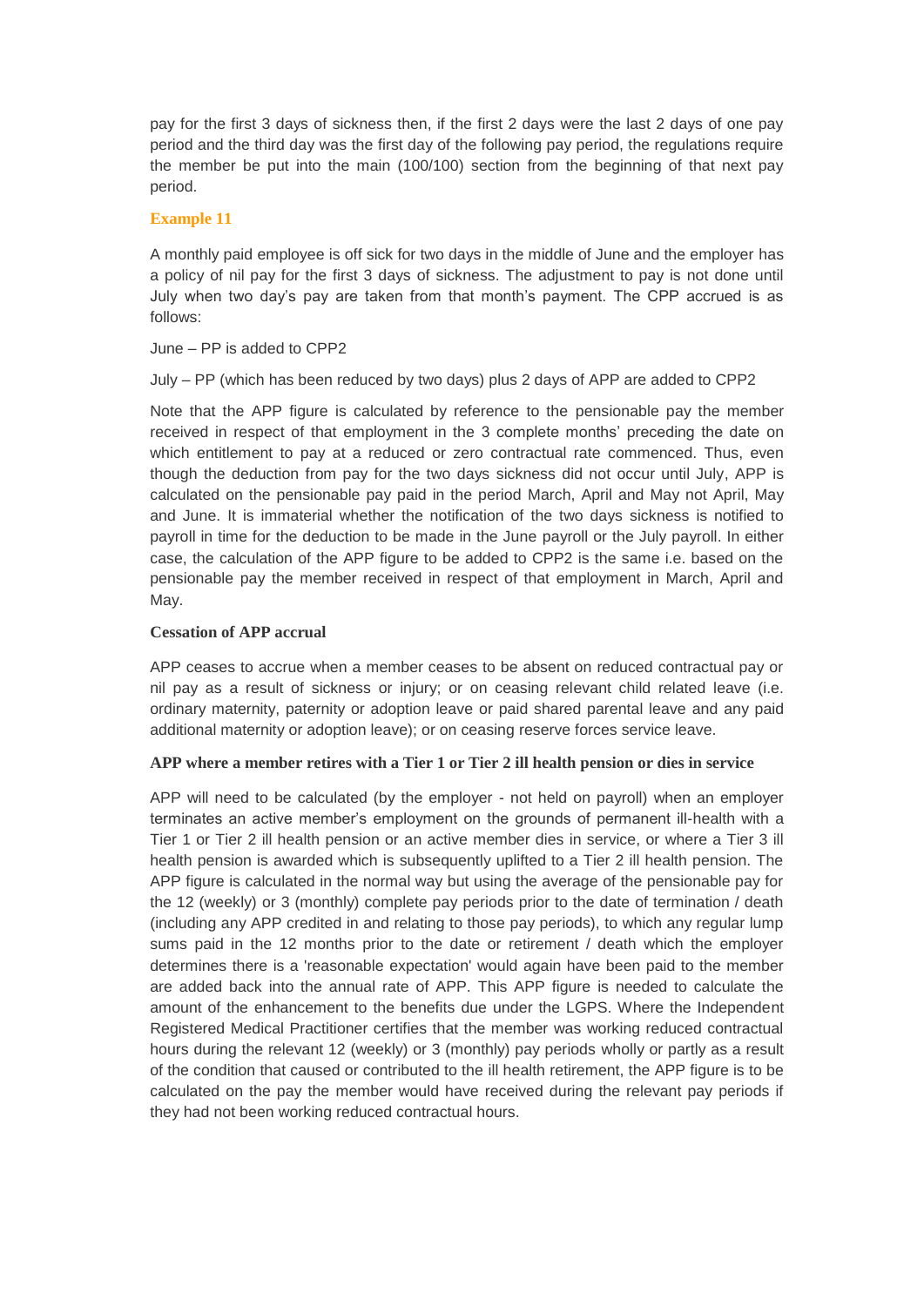pay for the first 3 days of sickness then, if the first 2 days were the last 2 days of one pay period and the third day was the first day of the following pay period, the regulations require the member be put into the main (100/100) section from the beginning of that next pay period.

### Example 11

A monthly paid employee is off sick for two days in the middle of June and the employer has a policy of nil pay for the first 3 days of sickness. The adjustment to pay is not done until July when two day's pay are taken from that month's payment. The CPP accrued is as follows:

June – PP is added to CPP2

July – PP (which has been reduced by two days) plus 2 days of APP are added to CPP2

Note that the APP figure is calculated by reference to the pensionable pay the member received in respect of that employment in the 3 complete months' preceding the date on which entitlement to pay at a reduced or zero contractual rate commenced. Thus, even though the deduction from pay for the two days sickness did not occur until July, APP is calculated on the pensionable pay paid in the period March, April and May not April, May and June. It is immaterial whether the notification of the two days sickness is notified to payroll in time for the deduction to be made in the June payroll or the July payroll. In either case, the calculation of the APP figure to be added to CPP2 is the same i.e. based on the pensionable pay the member received in respect of that employment in March, April and May.

### Cessation of APP accrual

APP ceases to accrue when a member ceases to be absent on reduced contractual pay or nil pay as a result of sickness or injury; or on ceasing relevant child related leave (i.e. ordinary maternity, paternity or adoption leave or paid shared parental leave and any paid additional maternity or adoption leave); or on ceasing reserve forces service leave.

### APP where a member retires with a Tier 1 or Tier 2 ill health pension or dies in service

APP will need to be calculated (by the employer - not held on payroll) when an employer terminates an active member's employment on the grounds of permanent ill-health with a Tier 1 or Tier 2 ill health pension or an active member dies in service, or where a Tier 3 ill health pension is awarded which is subsequently uplifted to a Tier 2 ill health pension. The APP figure is calculated in the normal way but using the average of the pensionable pay for the 12 (weekly) or 3 (monthly) complete pay periods prior to the date of termination / death (including any APP credited in and relating to those pay periods), to which any regular lump sums paid in the 12 months prior to the date or retirement / death which the employer determines there is a 'reasonable expectation' would again have been paid to the member are added back into the annual rate of APP. This APP figure is needed to calculate the amount of the enhancement to the benefits due under the LGPS. Where the Independent Registered Medical Practitioner certifies that the member was working reduced contractual hours during the relevant 12 (weekly) or 3 (monthly) pay periods wholly or partly as a result of the condition that caused or contributed to the ill health retirement, the APP figure is to be calculated on the pay the member would have received during the relevant pay periods if they had not been working reduced contractual hours.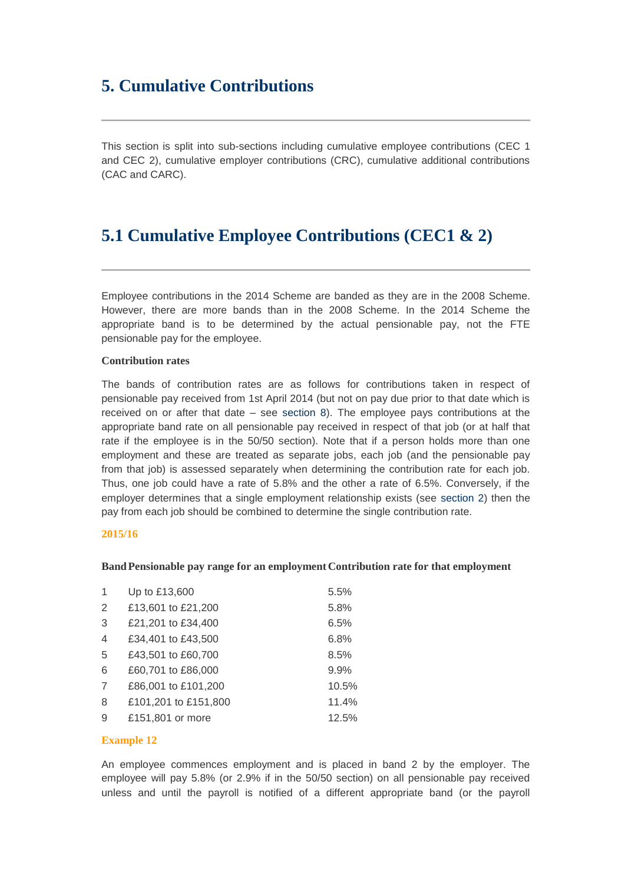# 5. Cumulative Contributions

This section is split into sub-sections including cumulative employee contributions (CEC 1 and CEC 2), cumulative employer contributions (CRC), cumulative additional contributions (CAC and CARC).

## 5.1 Cumulative Employee Contributions (CEC1 & 2)

Employee contributions in the 2014 Scheme are banded as they are in the 2008 Scheme. However, there are more bands than in the 2008 Scheme. In the 2014 Scheme the appropriate band is to be determined by the actual pensionable pay, not the FTE pensionable pay for the employee.

**Contribution rates**

The bands of contribution rates are as follows for contributions taken in respect of pensionable pay received from 1st April 2014 (but not on pay due prior to that date which is received on or after that date – see section 8). The employee pays contributions at the appropriate band rate on all pensionable pay received in respect of that job (or at half that rate if the employee is in the 50/50 section). Note that if a person holds more than one employment and these are treated as separate jobs, each job (and the pensionable pay from that job) is assessed separately when determining the contribution rate for each job. Thus, one job could have a rate of 5.8% and the other a rate of 6.5%. Conversely, if the employer determines that a single employment relationship exists (see section 2) then the pay from each job should be combined to determine the single contribution rate.

**2015/16**

| Band | Pensionable pay range for an employment | Contribution rate for that employment |
|---|---|---|
| 1 | Up to £13,600 | 5.5% |
| 2 | £13,601 to £21,200 | 5.8% |
| 3 | £21,201 to £34,400 | 6.5% |
| 4 | £34,401 to £43,500 | 6.8% |
| 5 | £43,501 to £60,700 | 8.5% |
| 6 | £60,701 to £86,000 | 9.9% |
| 7 | £86,001 to £101,200 | 10.5% |
| 8 | £101,201 to £151,800 | 11.4% |
| 9 | £151,801 or more | 12.5% |

**Example 12**

An employee commences employment and is placed in band 2 by the employer. The employee will pay 5.8% (or 2.9% if in the 50/50 section) on all pensionable pay received unless and until the payroll is notified of a different appropriate band (or the payroll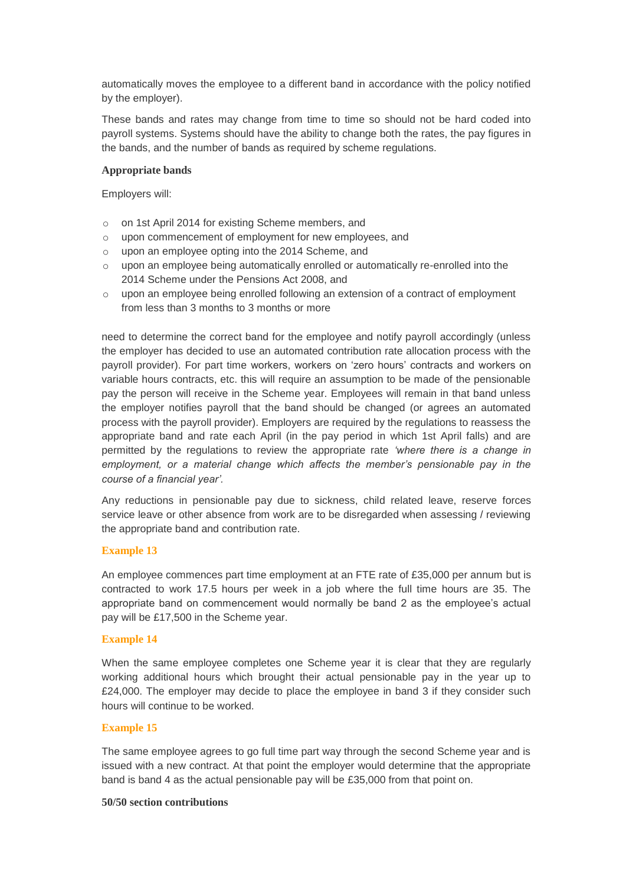automatically moves the employee to a different band in accordance with the policy notified by the employer).

These bands and rates may change from time to time so should not be hard coded into payroll systems. Systems should have the ability to change both the rates, the pay figures in the bands, and the number of bands as required by scheme regulations.

**Appropriate bands**

Employers will:

- on 1st April 2014 for existing Scheme members, and
- upon commencement of employment for new employees, and
- upon an employee opting into the 2014 Scheme, and
- upon an employee being automatically enrolled or automatically re-enrolled into the 2014 Scheme under the Pensions Act 2008, and
- upon an employee being enrolled following an extension of a contract of employment from less than 3 months to 3 months or more

need to determine the correct band for the employee and notify payroll accordingly (unless the employer has decided to use an automated contribution rate allocation process with the payroll provider). For part time workers, workers on 'zero hours' contracts and workers on variable hours contracts, etc. this will require an assumption to be made of the pensionable pay the person will receive in the Scheme year. Employees will remain in that band unless the employer notifies payroll that the band should be changed (or agrees an automated process with the payroll provider). Employers are required by the regulations to reassess the appropriate band and rate each April (in the pay period in which 1st April falls) and are permitted by the regulations to review the appropriate rate *'where there is a change in employment, or a material change which affects the member's pensionable pay in the course of a financial year'.*

Any reductions in pensionable pay due to sickness, child related leave, reserve forces service leave or other absence from work are to be disregarded when assessing / reviewing the appropriate band and contribution rate.

**Example 13**

An employee commences part time employment at an FTE rate of £35,000 per annum but is contracted to work 17.5 hours per week in a job where the full time hours are 35. The appropriate band on commencement would normally be band 2 as the employee's actual pay will be £17,500 in the Scheme year.

**Example 14**

When the same employee completes one Scheme year it is clear that they are regularly working additional hours which brought their actual pensionable pay in the year up to £24,000. The employer may decide to place the employee in band 3 if they consider such hours will continue to be worked.

**Example 15**

The same employee agrees to go full time part way through the second Scheme year and is issued with a new contract. At that point the employer would determine that the appropriate band is band 4 as the actual pensionable pay will be £35,000 from that point on.

**50/50 section contributions**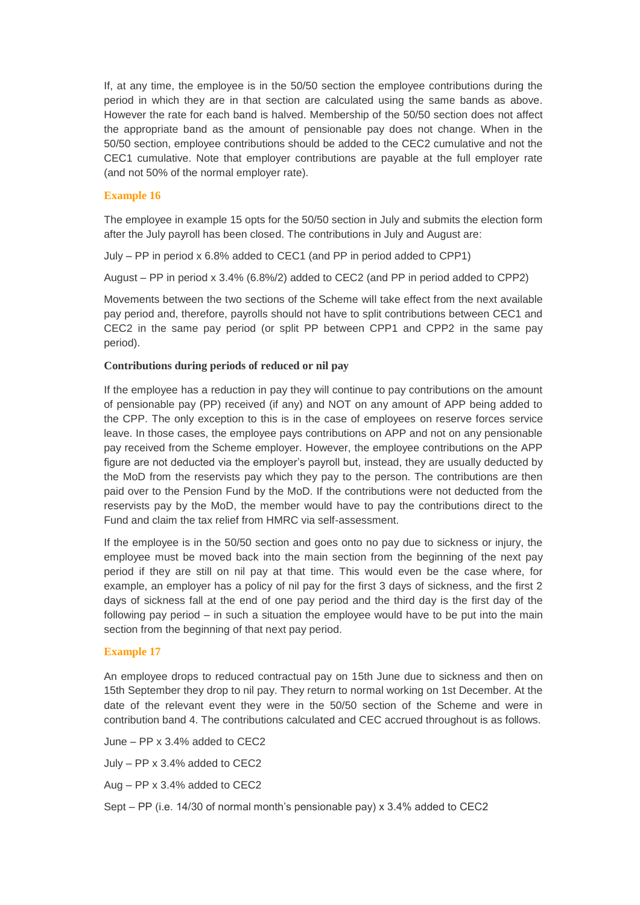If, at any time, the employee is in the 50/50 section the employee contributions during the period in which they are in that section are calculated using the same bands as above. However the rate for each band is halved. Membership of the 50/50 section does not affect the appropriate band as the amount of pensionable pay does not change. When in the 50/50 section, employee contributions should be added to the CEC2 cumulative and not the CEC1 cumulative. Note that employer contributions are payable at the full employer rate (and not 50% of the normal employer rate).

### Example 16

The employee in example 15 opts for the 50/50 section in July and submits the election form after the July payroll has been closed. The contributions in July and August are:

July – PP in period x 6.8% added to CEC1 (and PP in period added to CPP1)

August – PP in period x 3.4% (6.8%/2) added to CEC2 (and PP in period added to CPP2)

Movements between the two sections of the Scheme will take effect from the next available pay period and, therefore, payrolls should not have to split contributions between CEC1 and CEC2 in the same pay period (or split PP between CPP1 and CPP2 in the same pay period).

**Contributions during periods of reduced or nil pay**

If the employee has a reduction in pay they will continue to pay contributions on the amount of pensionable pay (PP) received (if any) and NOT on any amount of APP being added to the CPP. The only exception to this is in the case of employees on reserve forces service leave. In those cases, the employee pays contributions on APP and not on any pensionable pay received from the Scheme employer. However, the employee contributions on the APP figure are not deducted via the employer's payroll but, instead, they are usually deducted by the MoD from the reservists pay which they pay to the person. The contributions are then paid over to the Pension Fund by the MoD. If the contributions were not deducted from the reservists pay by the MoD, the member would have to pay the contributions direct to the Fund and claim the tax relief from HMRC via self-assessment.

If the employee is in the 50/50 section and goes onto no pay due to sickness or injury, the employee must be moved back into the main section from the beginning of the next pay period if they are still on nil pay at that time. This would even be the case where, for example, an employer has a policy of nil pay for the first 3 days of sickness, and the first 2 days of sickness fall at the end of one pay period and the third day is the first day of the following pay period – in such a situation the employee would have to be put into the main section from the beginning of that next pay period.

### Example 17

An employee drops to reduced contractual pay on 15th June due to sickness and then on 15th September they drop to nil pay. They return to normal working on 1st December. At the date of the relevant event they were in the 50/50 section of the Scheme and were in contribution band 4. The contributions calculated and CEC accrued throughout is as follows.

June – PP x 3.4% added to CEC2

July – PP x 3.4% added to CEC2

Aug – PP x 3.4% added to CEC2

Sept – PP (i.e. 14/30 of normal month's pensionable pay) x 3.4% added to CEC2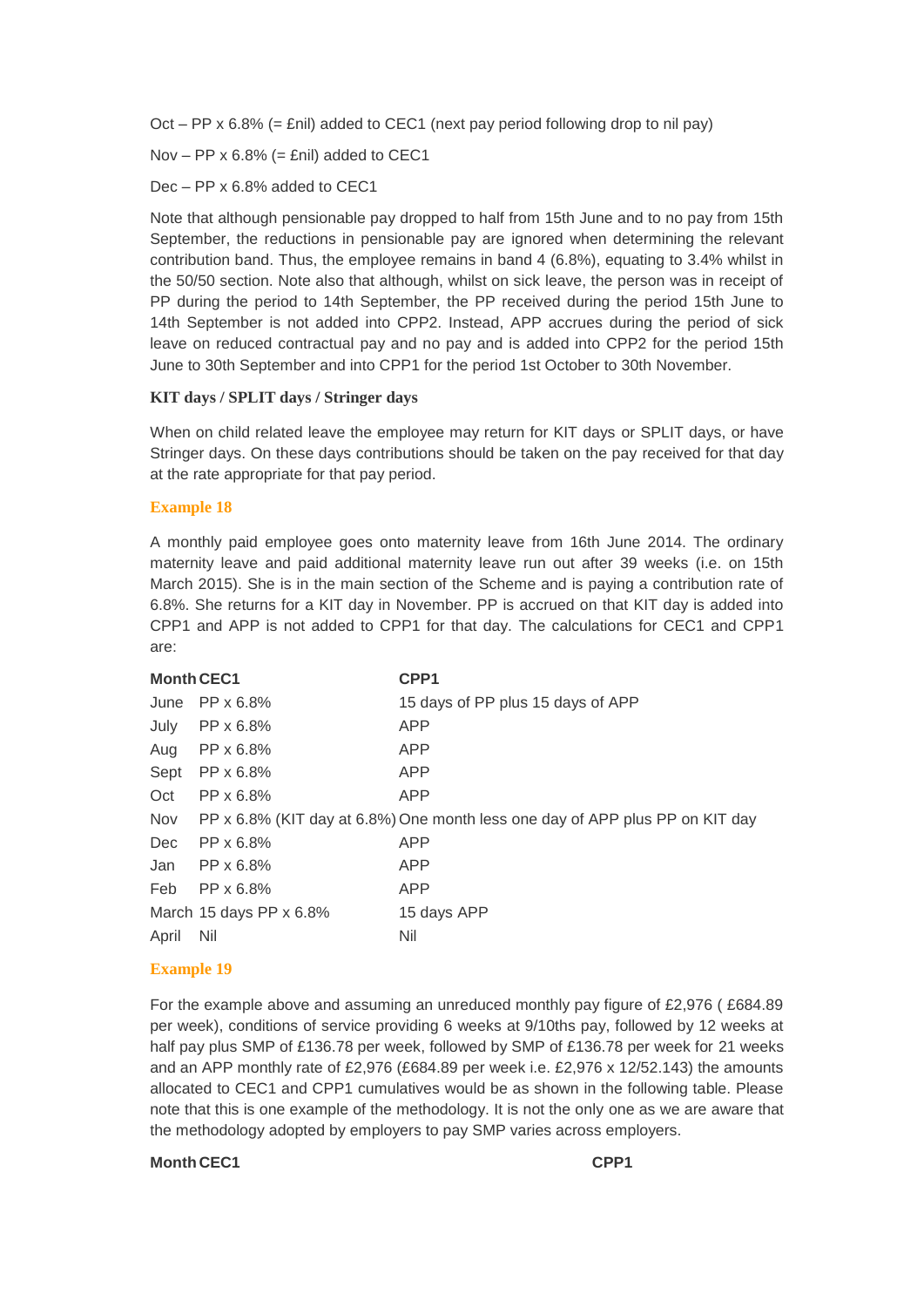Oct – PP x 6.8% (= £nil) added to CEC1 (next pay period following drop to nil pay)

Nov – PP x 6.8% (= £nil) added to CEC1

Dec – PP x 6.8% added to CEC1

Note that although pensionable pay dropped to half from 15th June and to no pay from 15th September, the reductions in pensionable pay are ignored when determining the relevant contribution band. Thus, the employee remains in band 4 (6.8%), equating to 3.4% whilst in the 50/50 section. Note also that although, whilst on sick leave, the person was in receipt of PP during the period to 14th September, the PP received during the period 15th June to 14th September is not added into CPP2. Instead, APP accrues during the period of sick leave on reduced contractual pay and no pay and is added into CPP2 for the period 15th June to 30th September and into CPP1 for the period 1st October to 30th November.

### KIT days / SPLIT days / Stringer days

When on child related leave the employee may return for KIT days or SPLIT days, or have Stringer days. On these days contributions should be taken on the pay received for that day at the rate appropriate for that pay period.

### Example 18

A monthly paid employee goes onto maternity leave from 16th June 2014. The ordinary maternity leave and paid additional maternity leave run out after 39 weeks (i.e. on 15th March 2015). She is in the main section of the Scheme and is paying a contribution rate of 6.8%. She returns for a KIT day in November. PP is accrued on that KIT day is added into CPP1 and APP is not added to CPP1 for that day. The calculations for CEC1 and CPP1 are:

| Month | CEC1 | CPP1 |
|---|---|---|
| June | PP x 6.8% | 15 days of PP plus 15 days of APP |
| July | PP x 6.8% | APP |
| Aug | PP x 6.8% | APP |
| Sept | PP x 6.8% | APP |
| Oct | PP x 6.8% | APP |
| Nov | PP x 6.8% (KIT day at 6.8%) | One month less one day of APP plus PP on KIT day |
| Dec | PP x 6.8% | APP |
| Jan | PP x 6.8% | APP |
| Feb | PP x 6.8% | APP |
| March | 15 days PP x 6.8% | 15 days APP |
| April | Nil | Nil |

### Example 19

For the example above and assuming an unreduced monthly pay figure of £2,976 ( £684.89 per week), conditions of service providing 6 weeks at 9/10ths pay, followed by 12 weeks at half pay plus SMP of £136.78 per week, followed by SMP of £136.78 per week for 21 weeks and an APP monthly rate of £2,976 (£684.89 per week i.e. £2,976 x 12/52.143) the amounts allocated to CEC1 and CPP1 cumulatives would be as shown in the following table. Please note that this is one example of the methodology. It is not the only one as we are aware that the methodology adopted by employers to pay SMP varies across employers.

| Month | CEC1 | CPP1 |
|---|---|---|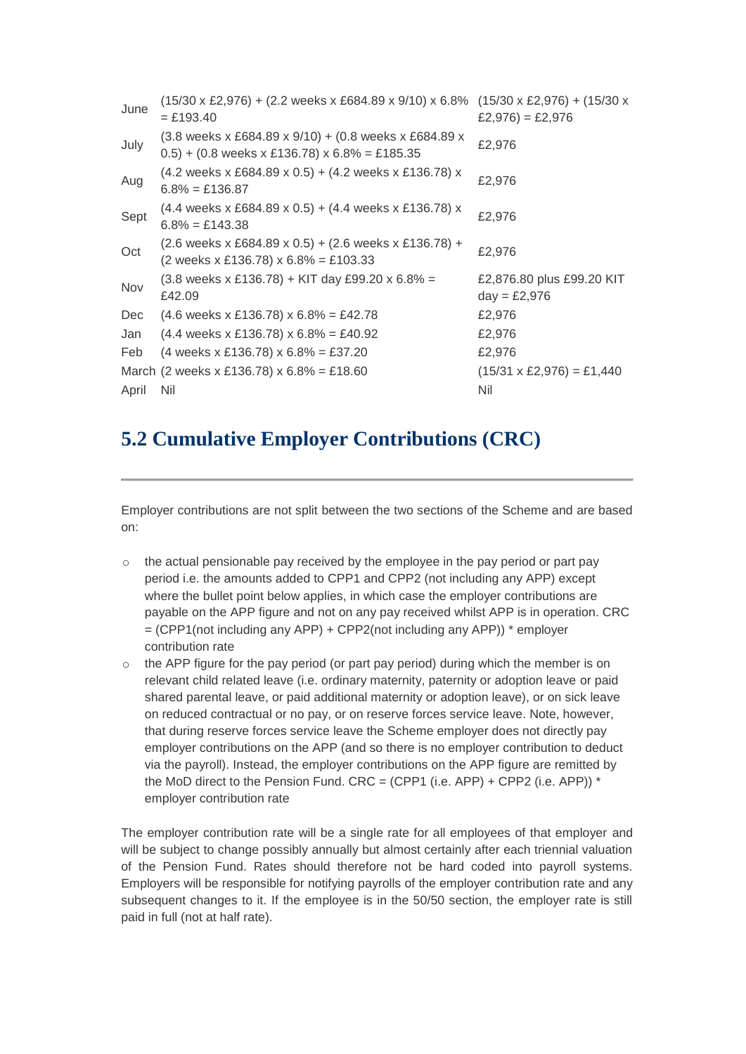| | | |
|---|---|---|
| June | (15/30 x £2,976) + (2.2 weeks x £684.89 x 9/10) x 6.8% = £193.40 | (15/30 x £2,976) + (15/30 x £2,976) = £2,976 |
| July | (3.8 weeks x £684.89 x 9/10) + (0.8 weeks x £684.89 x 0.5) + (0.8 weeks x £136.78) x 6.8% = £185.35 | £2,976 |
| Aug | (4.2 weeks x £684.89 x 0.5) + (4.2 weeks x £136.78) x 6.8% = £136.87 | £2,976 |
| Sept | (4.4 weeks x £684.89 x 0.5) + (4.4 weeks x £136.78) x 6.8% = £143.38 | £2,976 |
| Oct | (2.6 weeks x £684.89 x 0.5) + (2.6 weeks x £136.78) + (2 weeks x £136.78) x 6.8% = £103.33 | £2,976 |
| Nov | (3.8 weeks x £136.78) + KIT day £99.20 x 6.8% = £42.09 | £2,876.80 plus £99.20 KIT day = £2,976 |
| Dec | (4.6 weeks x £136.78) x 6.8% = £42.78 | £2,976 |
| Jan | (4.4 weeks x £136.78) x 6.8% = £40.92 | £2,976 |
| Feb | (4 weeks x £136.78) x 6.8% = £37.20 | £2,976 |
| March | (2 weeks x £136.78) x 6.8% = £18.60 | (15/31 x £2,976) = £1,440 |
| April | Nil | Nil |

## 5.2 Cumulative Employer Contributions (CRC)

Employer contributions are not split between the two sections of the Scheme and are based on:

- the actual pensionable pay received by the employee in the pay period or part pay period i.e. the amounts added to CPP1 and CPP2 (not including any APP) except where the bullet point below applies, in which case the employer contributions are payable on the APP figure and not on any pay received whilst APP is in operation. CRC = (CPP1(not including any APP) + CPP2(not including any APP)) * employer contribution rate
- the APP figure for the pay period (or part pay period) during which the member is on relevant child related leave (i.e. ordinary maternity, paternity or adoption leave or paid shared parental leave, or paid additional maternity or adoption leave), or on sick leave on reduced contractual or no pay, or on reserve forces service leave. Note, however, that during reserve forces service leave the Scheme employer does not directly pay employer contributions on the APP (and so there is no employer contribution to deduct via the payroll). Instead, the employer contributions on the APP figure are remitted by the MoD direct to the Pension Fund. CRC = (CPP1 (i.e. APP) + CPP2 (i.e. APP)) * employer contribution rate

The employer contribution rate will be a single rate for all employees of that employer and will be subject to change possibly annually but almost certainly after each triennial valuation of the Pension Fund. Rates should therefore not be hard coded into payroll systems. Employers will be responsible for notifying payrolls of the employer contribution rate and any subsequent changes to it. If the employee is in the 50/50 section, the employer rate is still paid in full (not at half rate).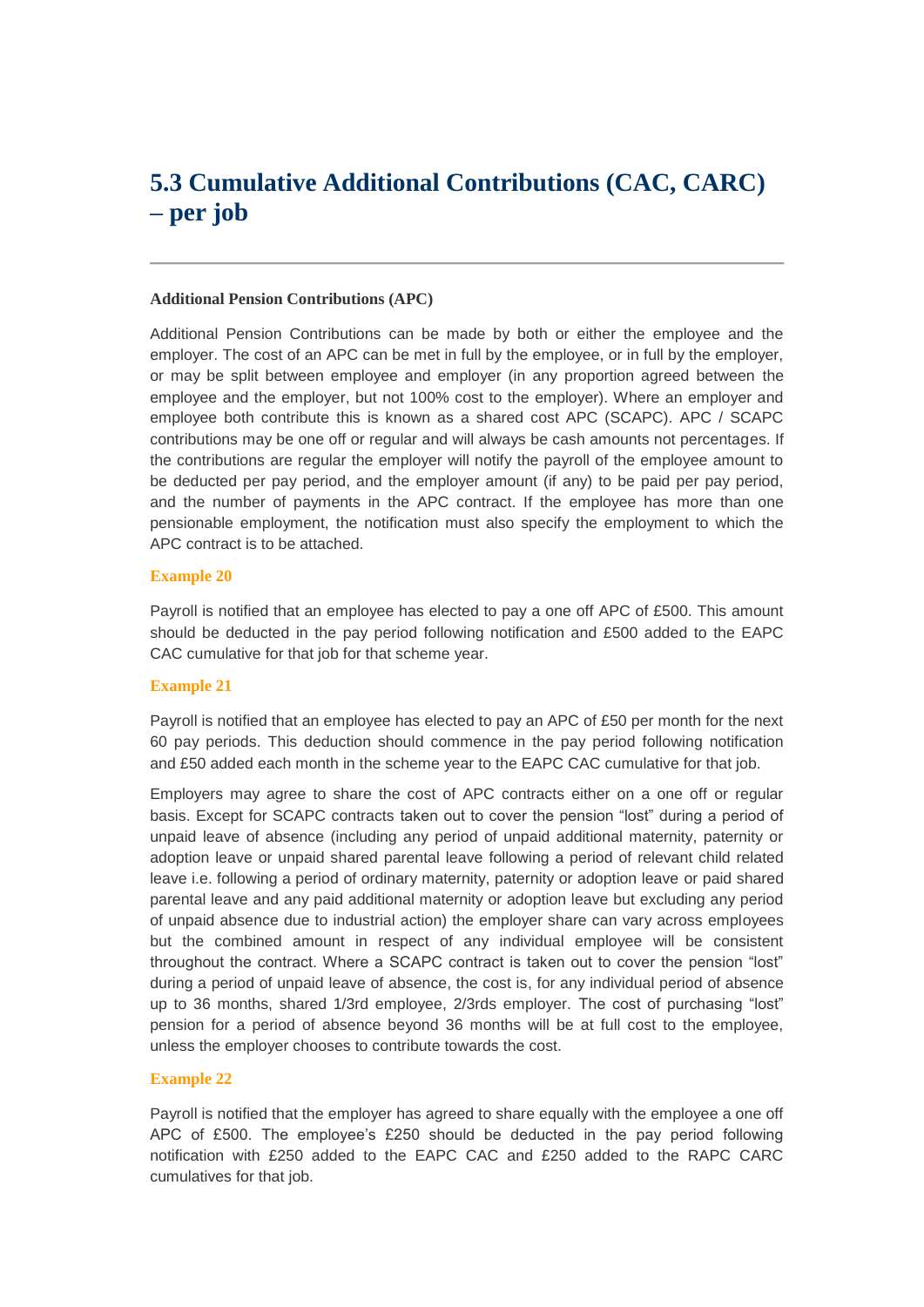# 5.3 Cumulative Additional Contributions (CAC, CARC) – per job

**Additional Pension Contributions (APC)**

Additional Pension Contributions can be made by both or either the employee and the employer. The cost of an APC can be met in full by the employee, or in full by the employer, or may be split between employee and employer (in any proportion agreed between the employee and the employer, but not 100% cost to the employer). Where an employer and employee both contribute this is known as a shared cost APC (SCAPC). APC / SCAPC contributions may be one off or regular and will always be cash amounts not percentages. If the contributions are regular the employer will notify the payroll of the employee amount to be deducted per pay period, and the employer amount (if any) to be paid per pay period, and the number of payments in the APC contract. If the employee has more than one pensionable employment, the notification must also specify the employment to which the APC contract is to be attached.

**Example 20**

Payroll is notified that an employee has elected to pay a one off APC of £500. This amount should be deducted in the pay period following notification and £500 added to the EAPC CAC cumulative for that job for that scheme year.

**Example 21**

Payroll is notified that an employee has elected to pay an APC of £50 per month for the next 60 pay periods. This deduction should commence in the pay period following notification and £50 added each month in the scheme year to the EAPC CAC cumulative for that job.

Employers may agree to share the cost of APC contracts either on a one off or regular basis. Except for SCAPC contracts taken out to cover the pension "lost" during a period of unpaid leave of absence (including any period of unpaid additional maternity, paternity or adoption leave or unpaid shared parental leave following a period of relevant child related leave i.e. following a period of ordinary maternity, paternity or adoption leave or paid shared parental leave and any paid additional maternity or adoption leave but excluding any period of unpaid absence due to industrial action) the employer share can vary across employees but the combined amount in respect of any individual employee will be consistent throughout the contract. Where a SCAPC contract is taken out to cover the pension "lost" during a period of unpaid leave of absence, the cost is, for any individual period of absence up to 36 months, shared 1/3rd employee, 2/3rds employer. The cost of purchasing "lost" pension for a period of absence beyond 36 months will be at full cost to the employee, unless the employer chooses to contribute towards the cost.

**Example 22**

Payroll is notified that the employer has agreed to share equally with the employee a one off APC of £500. The employee's £250 should be deducted in the pay period following notification with £250 added to the EAPC CAC and £250 added to the RAPC CARC cumulatives for that job.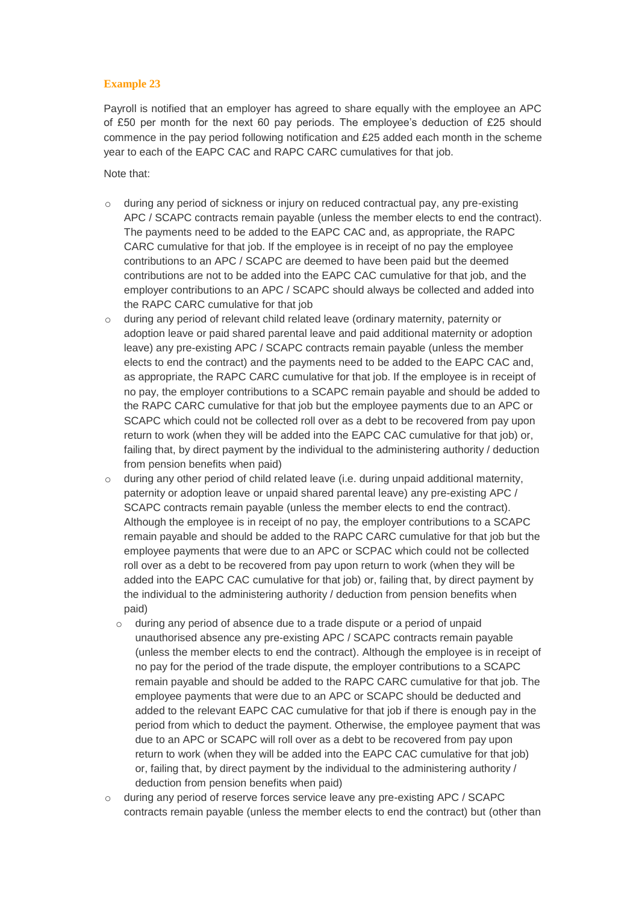**Example 23**

Payroll is notified that an employer has agreed to share equally with the employee an APC of £50 per month for the next 60 pay periods. The employee's deduction of £25 should commence in the pay period following notification and £25 added each month in the scheme year to each of the EAPC CAC and RAPC CARC cumulatives for that job.

Note that:

- during any period of sickness or injury on reduced contractual pay, any pre-existing APC / SCAPC contracts remain payable (unless the member elects to end the contract). The payments need to be added to the EAPC CAC and, as appropriate, the RAPC CARC cumulative for that job. If the employee is in receipt of no pay the employee contributions to an APC / SCAPC are deemed to have been paid but the deemed contributions are not to be added into the EAPC CAC cumulative for that job, and the employer contributions to an APC / SCAPC should always be collected and added into the RAPC CARC cumulative for that job
- during any period of relevant child related leave (ordinary maternity, paternity or adoption leave or paid shared parental leave and paid additional maternity or adoption leave) any pre-existing APC / SCAPC contracts remain payable (unless the member elects to end the contract) and the payments need to be added to the EAPC CAC and, as appropriate, the RAPC CARC cumulative for that job. If the employee is in receipt of no pay, the employer contributions to a SCAPC remain payable and should be added to the RAPC CARC cumulative for that job but the employee payments due to an APC or SCAPC which could not be collected roll over as a debt to be recovered from pay upon return to work (when they will be added into the EAPC CAC cumulative for that job) or, failing that, by direct payment by the individual to the administering authority / deduction from pension benefits when paid)
- during any other period of child related leave (i.e. during unpaid additional maternity, paternity or adoption leave or unpaid shared parental leave) any pre-existing APC / SCAPC contracts remain payable (unless the member elects to end the contract). Although the employee is in receipt of no pay, the employer contributions to a SCAPC remain payable and should be added to the RAPC CARC cumulative for that job but the employee payments that were due to an APC or SCPAC which could not be collected roll over as a debt to be recovered from pay upon return to work (when they will be added into the EAPC CAC cumulative for that job) or, failing that, by direct payment by the individual to the administering authority / deduction from pension benefits when paid)
  - during any period of absence due to a trade dispute or a period of unpaid unauthorised absence any pre-existing APC / SCAPC contracts remain payable (unless the member elects to end the contract). Although the employee is in receipt of no pay for the period of the trade dispute, the employer contributions to a SCAPC remain payable and should be added to the RAPC CARC cumulative for that job. The employee payments that were due to an APC or SCAPC should be deducted and added to the relevant EAPC CAC cumulative for that job if there is enough pay in the period from which to deduct the payment. Otherwise, the employee payment that was due to an APC or SCAPC will roll over as a debt to be recovered from pay upon return to work (when they will be added into the EAPC CAC cumulative for that job) or, failing that, by direct payment by the individual to the administering authority / deduction from pension benefits when paid)
- during any period of reserve forces service leave any pre-existing APC / SCAPC contracts remain payable (unless the member elects to end the contract) but (other than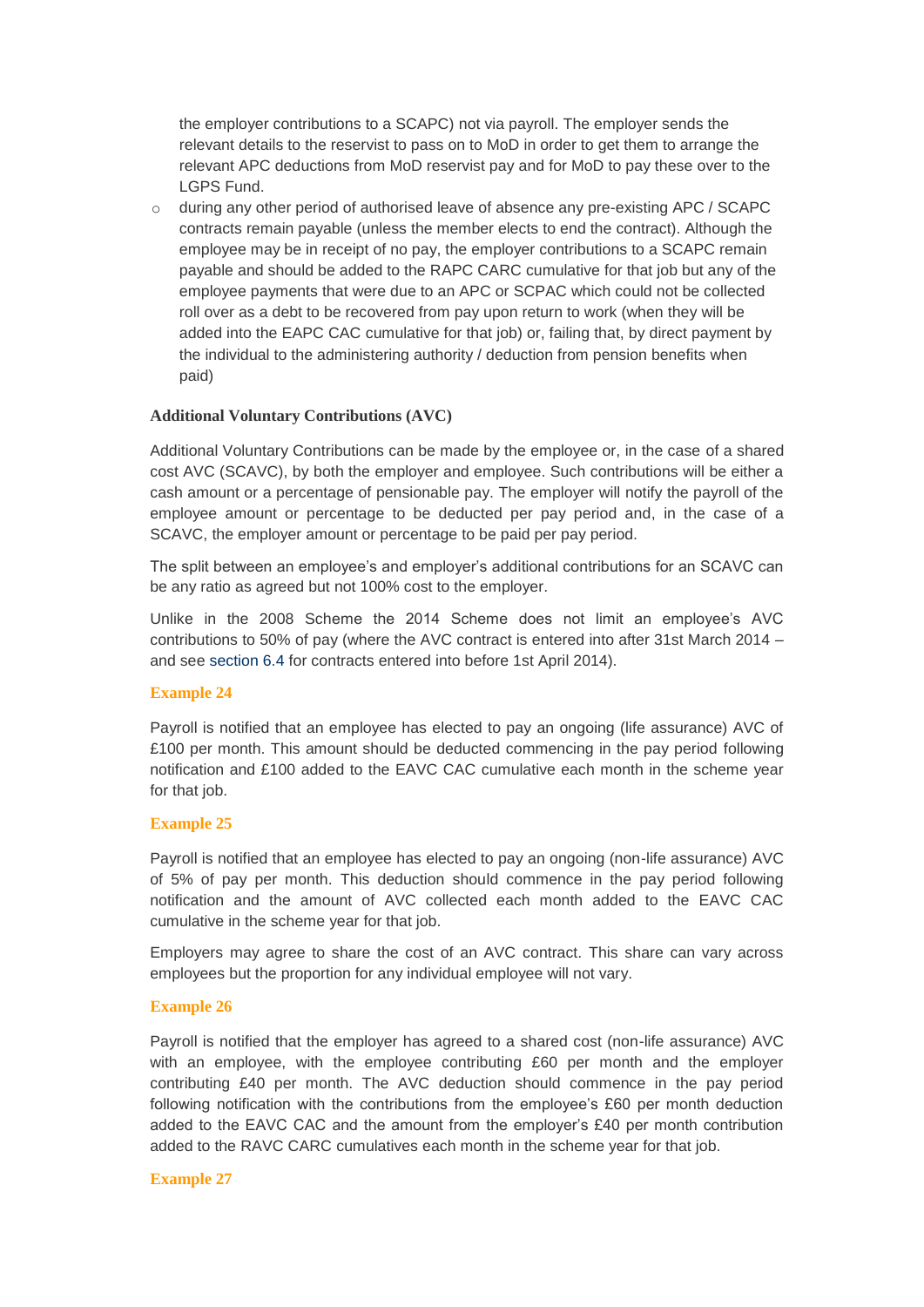the employer contributions to a SCAPC) not via payroll. The employer sends the relevant details to the reservist to pass on to MoD in order to get them to arrange the relevant APC deductions from MoD reservist pay and for MoD to pay these over to the LGPS Fund.

- during any other period of authorised leave of absence any pre-existing APC / SCAPC contracts remain payable (unless the member elects to end the contract). Although the employee may be in receipt of no pay, the employer contributions to a SCAPC remain payable and should be added to the RAPC CARC cumulative for that job but any of the employee payments that were due to an APC or SCPAC which could not be collected roll over as a debt to be recovered from pay upon return to work (when they will be added into the EAPC CAC cumulative for that job) or, failing that, by direct payment by the individual to the administering authority / deduction from pension benefits when paid)

**Additional Voluntary Contributions (AVC)**

Additional Voluntary Contributions can be made by the employee or, in the case of a shared cost AVC (SCAVC), by both the employer and employee. Such contributions will be either a cash amount or a percentage of pensionable pay. The employer will notify the payroll of the employee amount or percentage to be deducted per pay period and, in the case of a SCAVC, the employer amount or percentage to be paid per pay period.

The split between an employee's and employer's additional contributions for an SCAVC can be any ratio as agreed but not 100% cost to the employer.

Unlike in the 2008 Scheme the 2014 Scheme does not limit an employee's AVC contributions to 50% of pay (where the AVC contract is entered into after 31st March 2014 – and see section 6.4 for contracts entered into before 1st April 2014).

**Example 24**

Payroll is notified that an employee has elected to pay an ongoing (life assurance) AVC of £100 per month. This amount should be deducted commencing in the pay period following notification and £100 added to the EAVC CAC cumulative each month in the scheme year for that job.

**Example 25**

Payroll is notified that an employee has elected to pay an ongoing (non-life assurance) AVC of 5% of pay per month. This deduction should commence in the pay period following notification and the amount of AVC collected each month added to the EAVC CAC cumulative in the scheme year for that job.

Employers may agree to share the cost of an AVC contract. This share can vary across employees but the proportion for any individual employee will not vary.

**Example 26**

Payroll is notified that the employer has agreed to a shared cost (non-life assurance) AVC with an employee, with the employee contributing £60 per month and the employer contributing £40 per month. The AVC deduction should commence in the pay period following notification with the contributions from the employee's £60 per month deduction added to the EAVC CAC and the amount from the employer's £40 per month contribution added to the RAVC CARC cumulatives each month in the scheme year for that job.

**Example 27**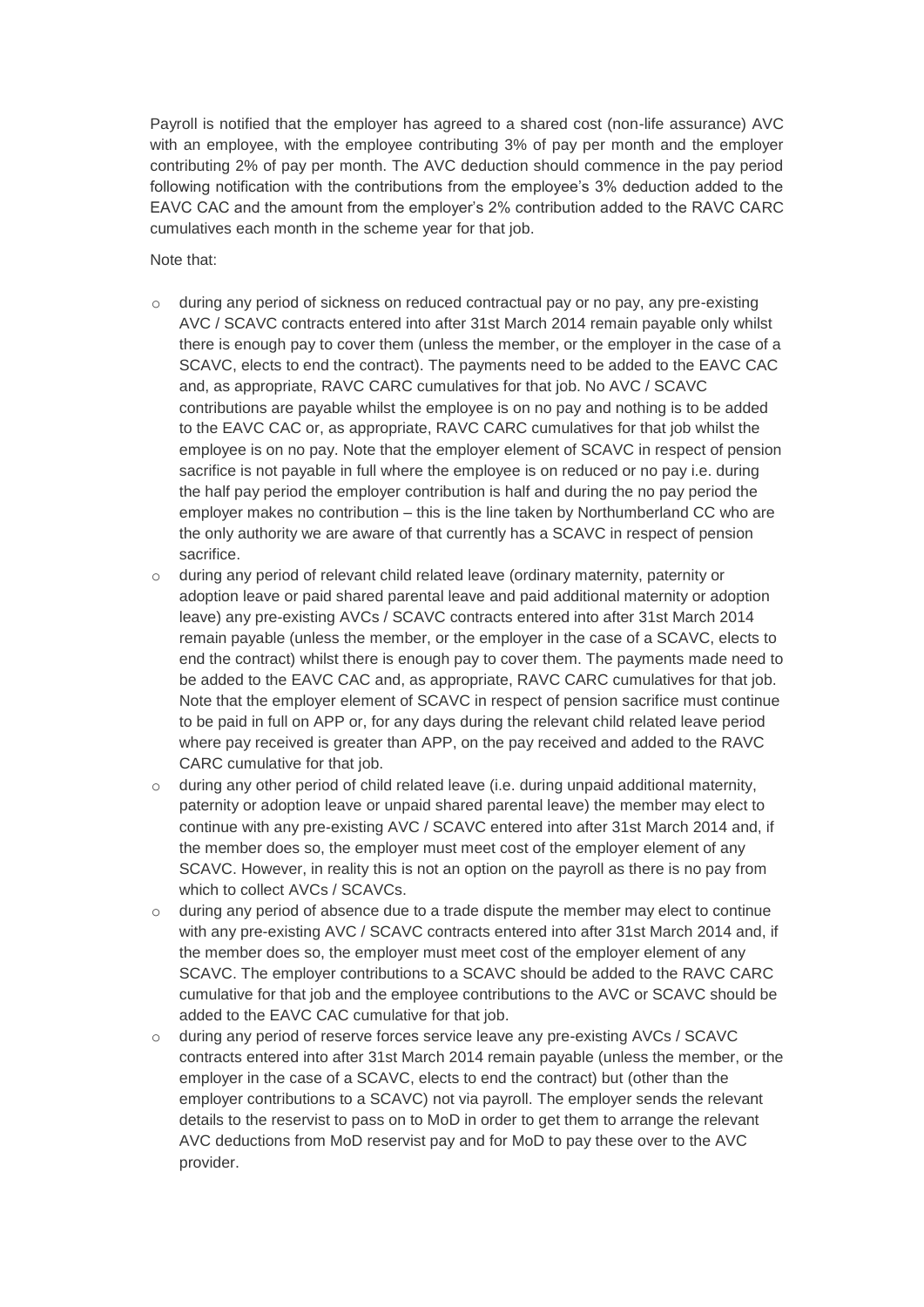Payroll is notified that the employer has agreed to a shared cost (non-life assurance) AVC with an employee, with the employee contributing 3% of pay per month and the employer contributing 2% of pay per month. The AVC deduction should commence in the pay period following notification with the contributions from the employee's 3% deduction added to the EAVC CAC and the amount from the employer's 2% contribution added to the RAVC CARC cumulatives each month in the scheme year for that job.

Note that:

- during any period of sickness on reduced contractual pay or no pay, any pre-existing AVC / SCAVC contracts entered into after 31st March 2014 remain payable only whilst there is enough pay to cover them (unless the member, or the employer in the case of a SCAVC, elects to end the contract). The payments need to be added to the EAVC CAC and, as appropriate, RAVC CARC cumulatives for that job. No AVC / SCAVC contributions are payable whilst the employee is on no pay and nothing is to be added to the EAVC CAC or, as appropriate, RAVC CARC cumulatives for that job whilst the employee is on no pay. Note that the employer element of SCAVC in respect of pension sacrifice is not payable in full where the employee is on reduced or no pay i.e. during the half pay period the employer contribution is half and during the no pay period the employer makes no contribution – this is the line taken by Northumberland CC who are the only authority we are aware of that currently has a SCAVC in respect of pension sacrifice.
- during any period of relevant child related leave (ordinary maternity, paternity or adoption leave or paid shared parental leave and paid additional maternity or adoption leave) any pre-existing AVCs / SCAVC contracts entered into after 31st March 2014 remain payable (unless the member, or the employer in the case of a SCAVC, elects to end the contract) whilst there is enough pay to cover them. The payments made need to be added to the EAVC CAC and, as appropriate, RAVC CARC cumulatives for that job. Note that the employer element of SCAVC in respect of pension sacrifice must continue to be paid in full on APP or, for any days during the relevant child related leave period where pay received is greater than APP, on the pay received and added to the RAVC CARC cumulative for that job.
- during any other period of child related leave (i.e. during unpaid additional maternity, paternity or adoption leave or unpaid shared parental leave) the member may elect to continue with any pre-existing AVC / SCAVC entered into after 31st March 2014 and, if the member does so, the employer must meet cost of the employer element of any SCAVC. However, in reality this is not an option on the payroll as there is no pay from which to collect AVCs / SCAVCs.
- during any period of absence due to a trade dispute the member may elect to continue with any pre-existing AVC / SCAVC contracts entered into after 31st March 2014 and, if the member does so, the employer must meet cost of the employer element of any SCAVC. The employer contributions to a SCAVC should be added to the RAVC CARC cumulative for that job and the employee contributions to the AVC or SCAVC should be added to the EAVC CAC cumulative for that job.
- during any period of reserve forces service leave any pre-existing AVCs / SCAVC contracts entered into after 31st March 2014 remain payable (unless the member, or the employer in the case of a SCAVC, elects to end the contract) but (other than the employer contributions to a SCAVC) not via payroll. The employer sends the relevant details to the reservist to pass on to MoD in order to get them to arrange the relevant AVC deductions from MoD reservist pay and for MoD to pay these over to the AVC provider.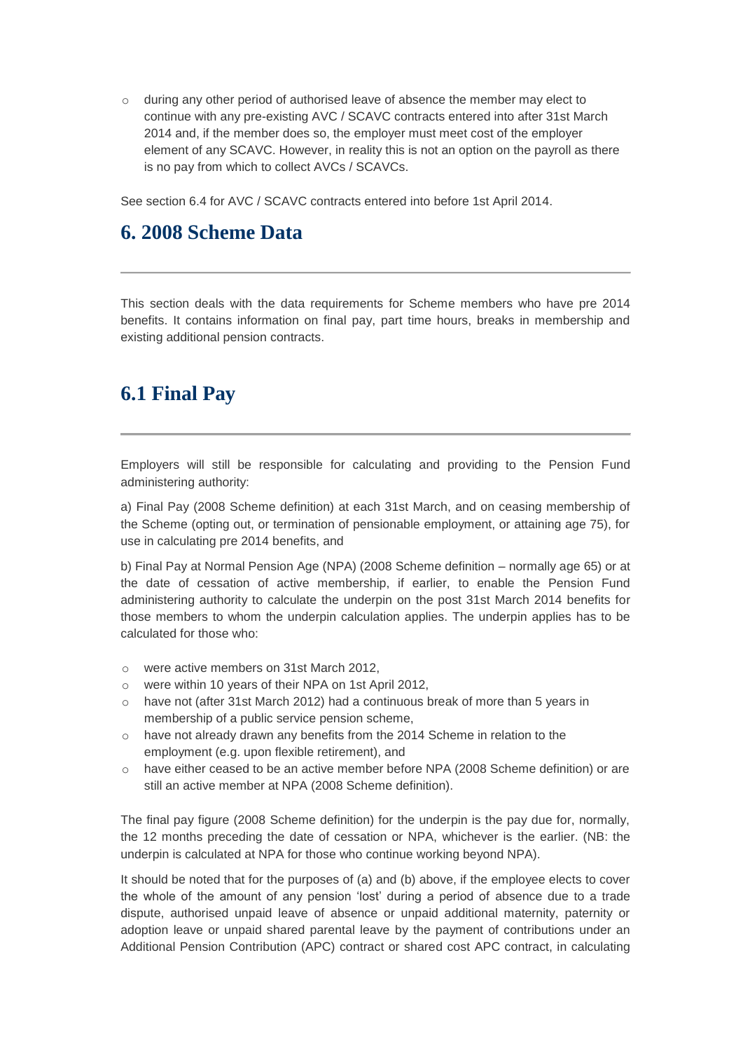- during any other period of authorised leave of absence the member may elect to continue with any pre-existing AVC / SCAVC contracts entered into after 31st March 2014 and, if the member does so, the employer must meet cost of the employer element of any SCAVC. However, in reality this is not an option on the payroll as there is no pay from which to collect AVCs / SCAVCs.

See section 6.4 for AVC / SCAVC contracts entered into before 1st April 2014.

## 6. 2008 Scheme Data

This section deals with the data requirements for Scheme members who have pre 2014 benefits. It contains information on final pay, part time hours, breaks in membership and existing additional pension contracts.

## 6.1 Final Pay

Employers will still be responsible for calculating and providing to the Pension Fund administering authority:

a) Final Pay (2008 Scheme definition) at each 31st March, and on ceasing membership of the Scheme (opting out, or termination of pensionable employment, or attaining age 75), for use in calculating pre 2014 benefits, and

b) Final Pay at Normal Pension Age (NPA) (2008 Scheme definition – normally age 65) or at the date of cessation of active membership, if earlier, to enable the Pension Fund administering authority to calculate the underpin on the post 31st March 2014 benefits for those members to whom the underpin calculation applies. The underpin applies has to be calculated for those who:

- were active members on 31st March 2012,
- were within 10 years of their NPA on 1st April 2012,
- have not (after 31st March 2012) had a continuous break of more than 5 years in membership of a public service pension scheme,
- have not already drawn any benefits from the 2014 Scheme in relation to the employment (e.g. upon flexible retirement), and
- have either ceased to be an active member before NPA (2008 Scheme definition) or are still an active member at NPA (2008 Scheme definition).

The final pay figure (2008 Scheme definition) for the underpin is the pay due for, normally, the 12 months preceding the date of cessation or NPA, whichever is the earlier. (NB: the underpin is calculated at NPA for those who continue working beyond NPA).

It should be noted that for the purposes of (a) and (b) above, if the employee elects to cover the whole of the amount of any pension 'lost' during a period of absence due to a trade dispute, authorised unpaid leave of absence or unpaid additional maternity, paternity or adoption leave or unpaid shared parental leave by the payment of contributions under an Additional Pension Contribution (APC) contract or shared cost APC contract, in calculating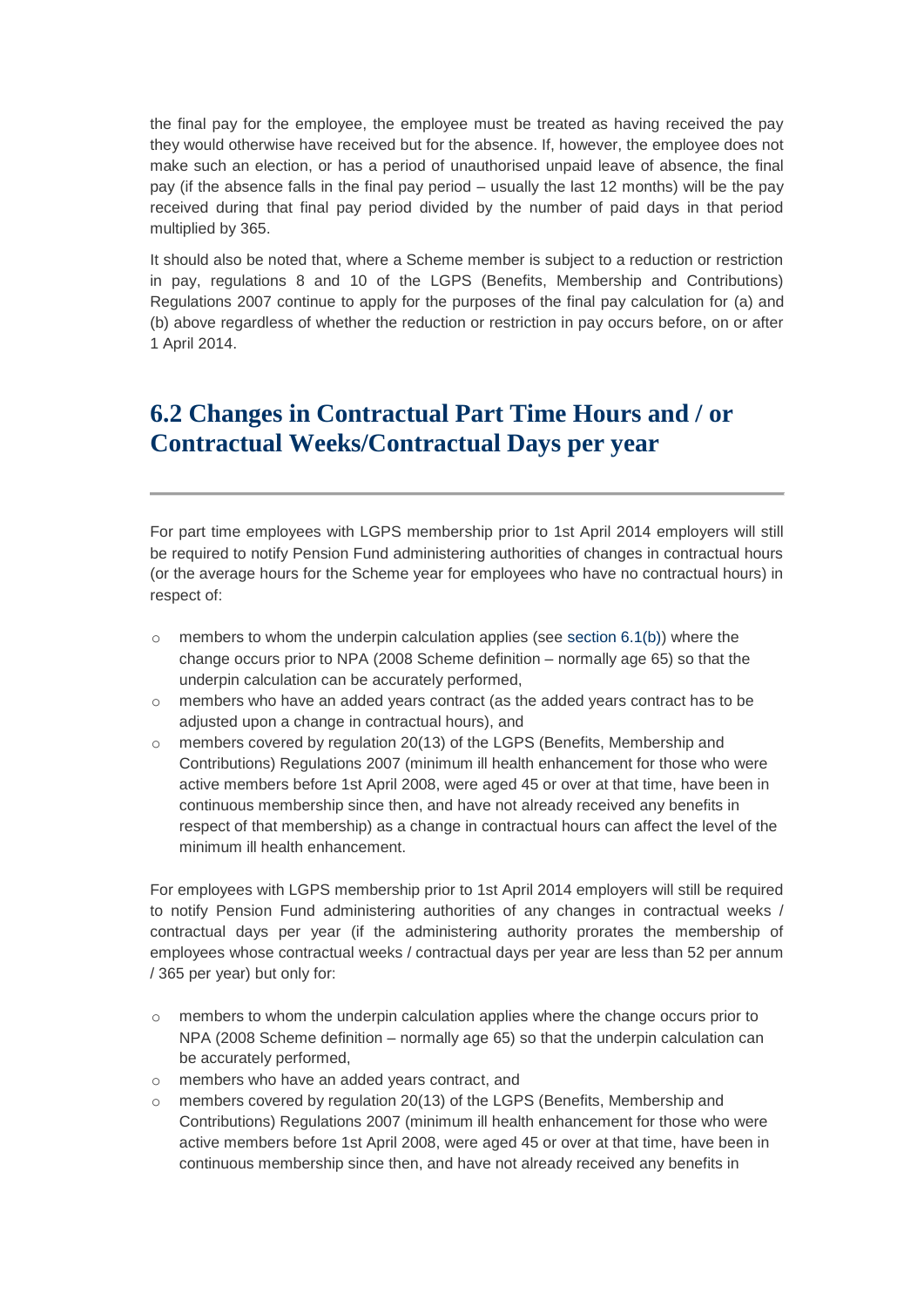the final pay for the employee, the employee must be treated as having received the pay they would otherwise have received but for the absence. If, however, the employee does not make such an election, or has a period of unauthorised unpaid leave of absence, the final pay (if the absence falls in the final pay period – usually the last 12 months) will be the pay received during that final pay period divided by the number of paid days in that period multiplied by 365.

It should also be noted that, where a Scheme member is subject to a reduction or restriction in pay, regulations 8 and 10 of the LGPS (Benefits, Membership and Contributions) Regulations 2007 continue to apply for the purposes of the final pay calculation for (a) and (b) above regardless of whether the reduction or restriction in pay occurs before, on or after 1 April 2014.

## 6.2 Changes in Contractual Part Time Hours and / or Contractual Weeks/Contractual Days per year

For part time employees with LGPS membership prior to 1st April 2014 employers will still be required to notify Pension Fund administering authorities of changes in contractual hours (or the average hours for the Scheme year for employees who have no contractual hours) in respect of:

- members to whom the underpin calculation applies (see section 6.1(b)) where the change occurs prior to NPA (2008 Scheme definition – normally age 65) so that the underpin calculation can be accurately performed,
- members who have an added years contract (as the added years contract has to be adjusted upon a change in contractual hours), and
- members covered by regulation 20(13) of the LGPS (Benefits, Membership and Contributions) Regulations 2007 (minimum ill health enhancement for those who were active members before 1st April 2008, were aged 45 or over at that time, have been in continuous membership since then, and have not already received any benefits in respect of that membership) as a change in contractual hours can affect the level of the minimum ill health enhancement.

For employees with LGPS membership prior to 1st April 2014 employers will still be required to notify Pension Fund administering authorities of any changes in contractual weeks / contractual days per year (if the administering authority prorates the membership of employees whose contractual weeks / contractual days per year are less than 52 per annum / 365 per year) but only for:

- members to whom the underpin calculation applies where the change occurs prior to NPA (2008 Scheme definition – normally age 65) so that the underpin calculation can be accurately performed,
- members who have an added years contract, and
- members covered by regulation 20(13) of the LGPS (Benefits, Membership and Contributions) Regulations 2007 (minimum ill health enhancement for those who were active members before 1st April 2008, were aged 45 or over at that time, have been in continuous membership since then, and have not already received any benefits in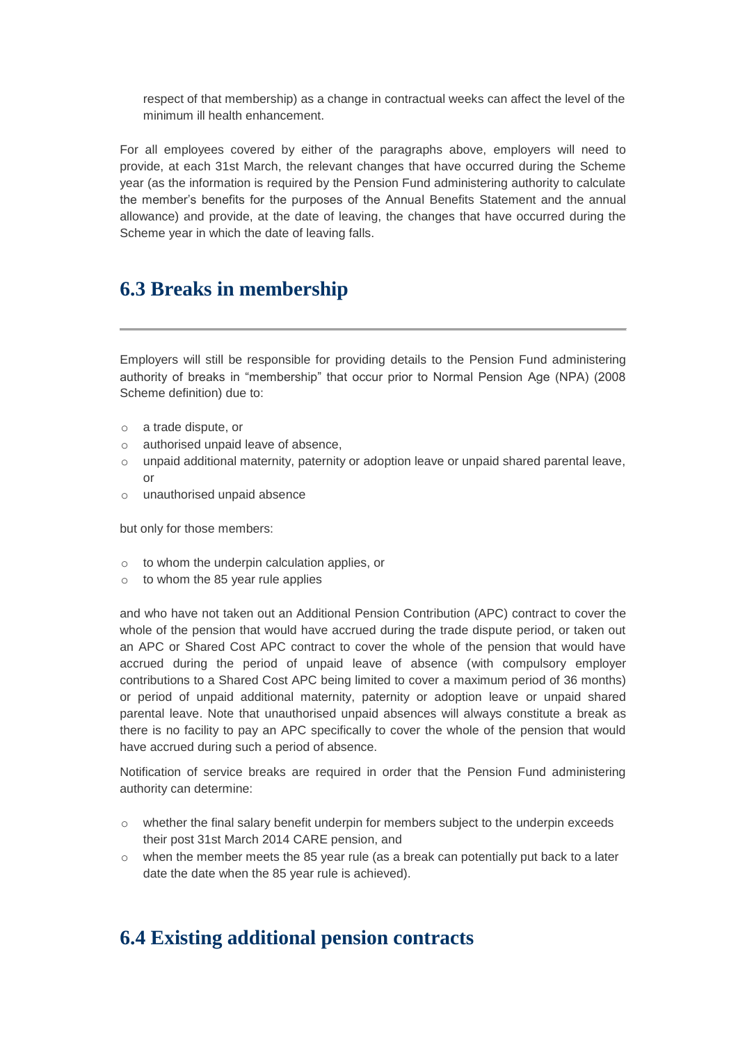respect of that membership) as a change in contractual weeks can affect the level of the minimum ill health enhancement.

For all employees covered by either of the paragraphs above, employers will need to provide, at each 31st March, the relevant changes that have occurred during the Scheme year (as the information is required by the Pension Fund administering authority to calculate the member's benefits for the purposes of the Annual Benefits Statement and the annual allowance) and provide, at the date of leaving, the changes that have occurred during the Scheme year in which the date of leaving falls.

## 6.3 Breaks in membership

Employers will still be responsible for providing details to the Pension Fund administering authority of breaks in "membership" that occur prior to Normal Pension Age (NPA) (2008 Scheme definition) due to:

- a trade dispute, or
- authorised unpaid leave of absence,
- unpaid additional maternity, paternity or adoption leave or unpaid shared parental leave, or
- unauthorised unpaid absence

but only for those members:

- to whom the underpin calculation applies, or
- to whom the 85 year rule applies

and who have not taken out an Additional Pension Contribution (APC) contract to cover the whole of the pension that would have accrued during the trade dispute period, or taken out an APC or Shared Cost APC contract to cover the whole of the pension that would have accrued during the period of unpaid leave of absence (with compulsory employer contributions to a Shared Cost APC being limited to cover a maximum period of 36 months) or period of unpaid additional maternity, paternity or adoption leave or unpaid shared parental leave. Note that unauthorised unpaid absences will always constitute a break as there is no facility to pay an APC specifically to cover the whole of the pension that would have accrued during such a period of absence.

Notification of service breaks are required in order that the Pension Fund administering authority can determine:

- whether the final salary benefit underpin for members subject to the underpin exceeds their post 31st March 2014 CARE pension, and
- when the member meets the 85 year rule (as a break can potentially put back to a later date the date when the 85 year rule is achieved).

## 6.4 Existing additional pension contracts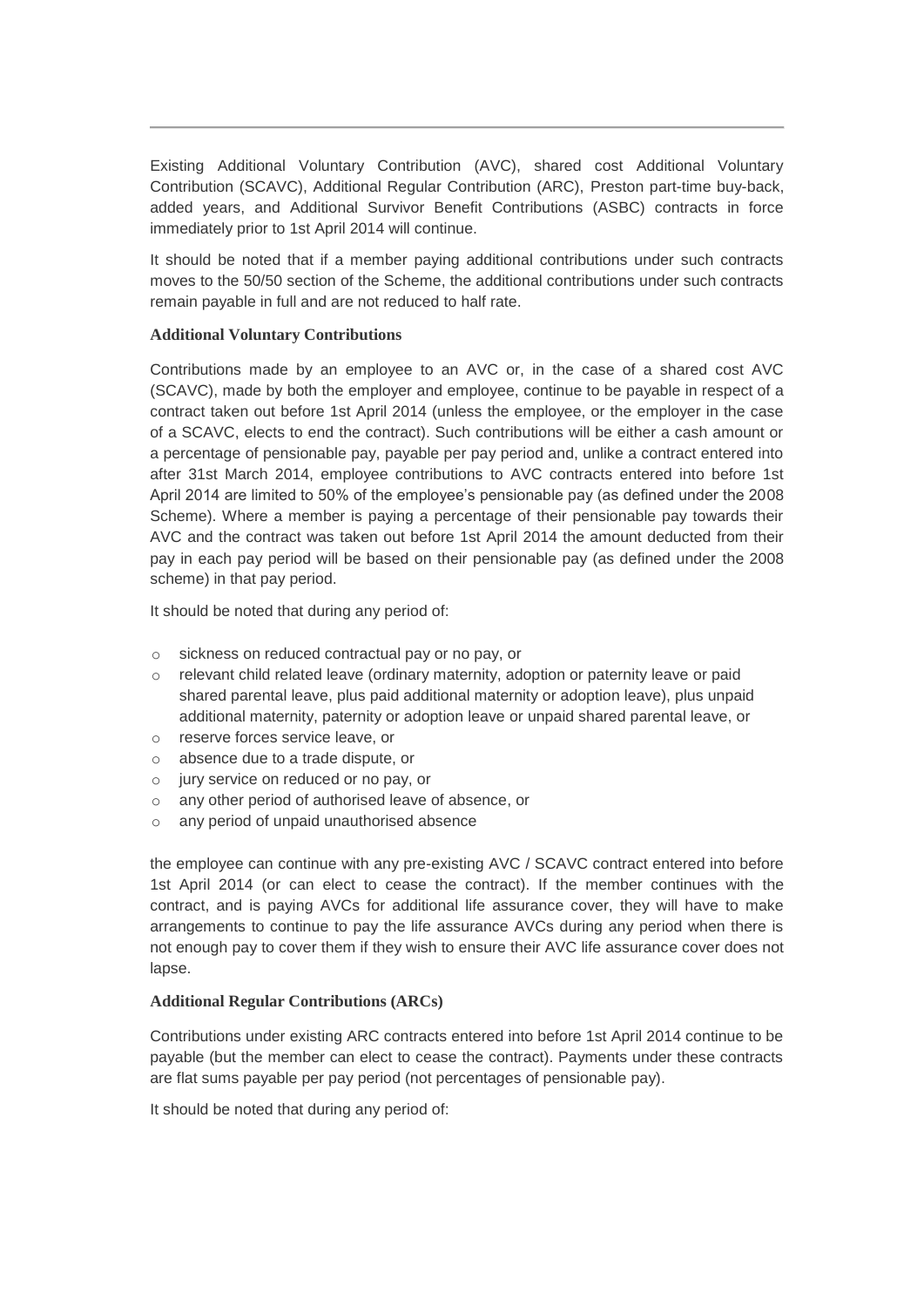Existing Additional Voluntary Contribution (AVC), shared cost Additional Voluntary Contribution (SCAVC), Additional Regular Contribution (ARC), Preston part-time buy-back, added years, and Additional Survivor Benefit Contributions (ASBC) contracts in force immediately prior to 1st April 2014 will continue.

It should be noted that if a member paying additional contributions under such contracts moves to the 50/50 section of the Scheme, the additional contributions under such contracts remain payable in full and are not reduced to half rate.

**Additional Voluntary Contributions**

Contributions made by an employee to an AVC or, in the case of a shared cost AVC (SCAVC), made by both the employer and employee, continue to be payable in respect of a contract taken out before 1st April 2014 (unless the employee, or the employer in the case of a SCAVC, elects to end the contract). Such contributions will be either a cash amount or a percentage of pensionable pay, payable per pay period and, unlike a contract entered into after 31st March 2014, employee contributions to AVC contracts entered into before 1st April 2014 are limited to 50% of the employee's pensionable pay (as defined under the 2008 Scheme). Where a member is paying a percentage of their pensionable pay towards their AVC and the contract was taken out before 1st April 2014 the amount deducted from their pay in each pay period will be based on their pensionable pay (as defined under the 2008 scheme) in that pay period.

It should be noted that during any period of:

- sickness on reduced contractual pay or no pay, or
- relevant child related leave (ordinary maternity, adoption or paternity leave or paid shared parental leave, plus paid additional maternity or adoption leave), plus unpaid additional maternity, paternity or adoption leave or unpaid shared parental leave, or
- reserve forces service leave, or
- absence due to a trade dispute, or
- jury service on reduced or no pay, or
- any other period of authorised leave of absence, or
- any period of unpaid unauthorised absence

the employee can continue with any pre-existing AVC / SCAVC contract entered into before 1st April 2014 (or can elect to cease the contract). If the member continues with the contract, and is paying AVCs for additional life assurance cover, they will have to make arrangements to continue to pay the life assurance AVCs during any period when there is not enough pay to cover them if they wish to ensure their AVC life assurance cover does not lapse.

**Additional Regular Contributions (ARCs)**

Contributions under existing ARC contracts entered into before 1st April 2014 continue to be payable (but the member can elect to cease the contract). Payments under these contracts are flat sums payable per pay period (not percentages of pensionable pay).

It should be noted that during any period of: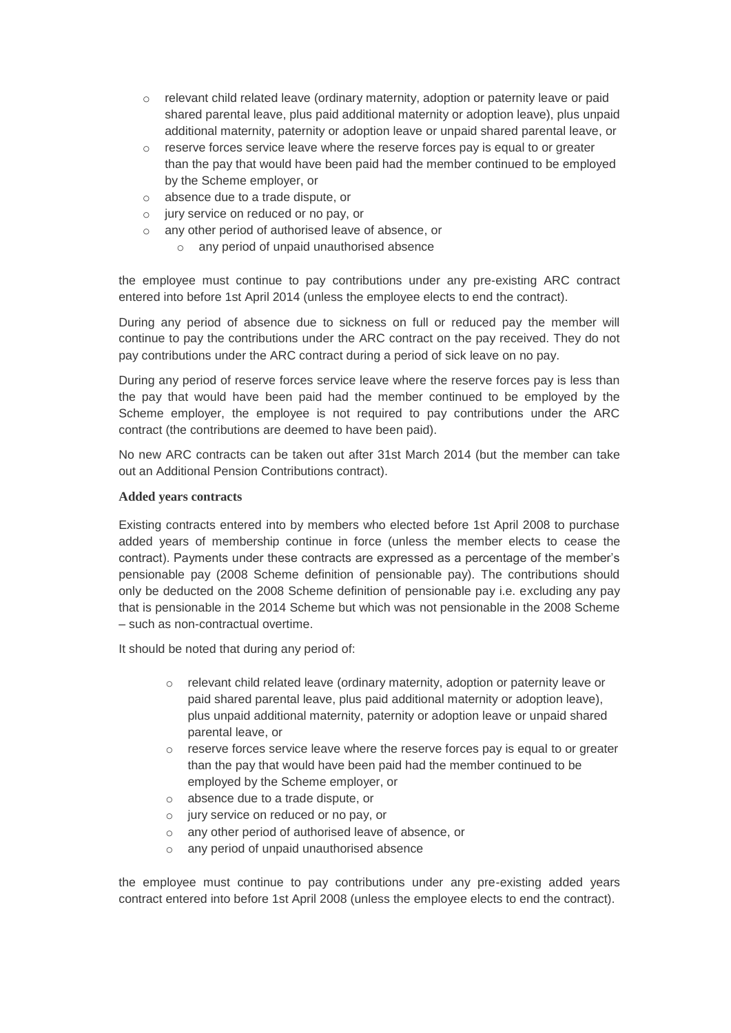- relevant child related leave (ordinary maternity, adoption or paternity leave or paid shared parental leave, plus paid additional maternity or adoption leave), plus unpaid additional maternity, paternity or adoption leave or unpaid shared parental leave, or
- reserve forces service leave where the reserve forces pay is equal to or greater than the pay that would have been paid had the member continued to be employed by the Scheme employer, or
- absence due to a trade dispute, or
- jury service on reduced or no pay, or
- any other period of authorised leave of absence, or
  - any period of unpaid unauthorised absence

the employee must continue to pay contributions under any pre-existing ARC contract entered into before 1st April 2014 (unless the employee elects to end the contract).

During any period of absence due to sickness on full or reduced pay the member will continue to pay the contributions under the ARC contract on the pay received. They do not pay contributions under the ARC contract during a period of sick leave on no pay.

During any period of reserve forces service leave where the reserve forces pay is less than the pay that would have been paid had the member continued to be employed by the Scheme employer, the employee is not required to pay contributions under the ARC contract (the contributions are deemed to have been paid).

No new ARC contracts can be taken out after 31st March 2014 (but the member can take out an Additional Pension Contributions contract).

**Added years contracts**

Existing contracts entered into by members who elected before 1st April 2008 to purchase added years of membership continue in force (unless the member elects to cease the contract). Payments under these contracts are expressed as a percentage of the member's pensionable pay (2008 Scheme definition of pensionable pay). The contributions should only be deducted on the 2008 Scheme definition of pensionable pay i.e. excluding any pay that is pensionable in the 2014 Scheme but which was not pensionable in the 2008 Scheme – such as non-contractual overtime.

It should be noted that during any period of:

- relevant child related leave (ordinary maternity, adoption or paternity leave or paid shared parental leave, plus paid additional maternity or adoption leave), plus unpaid additional maternity, paternity or adoption leave or unpaid shared parental leave, or
- reserve forces service leave where the reserve forces pay is equal to or greater than the pay that would have been paid had the member continued to be employed by the Scheme employer, or
- absence due to a trade dispute, or
- jury service on reduced or no pay, or
- any other period of authorised leave of absence, or
- any period of unpaid unauthorised absence

the employee must continue to pay contributions under any pre-existing added years contract entered into before 1st April 2008 (unless the employee elects to end the contract).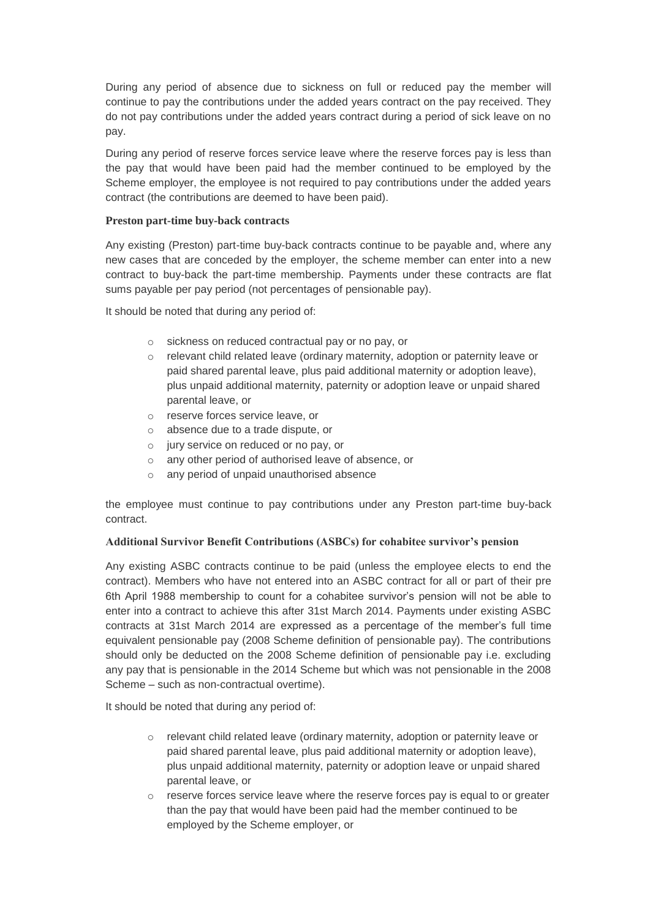During any period of absence due to sickness on full or reduced pay the member will continue to pay the contributions under the added years contract on the pay received. They do not pay contributions under the added years contract during a period of sick leave on no pay.

During any period of reserve forces service leave where the reserve forces pay is less than the pay that would have been paid had the member continued to be employed by the Scheme employer, the employee is not required to pay contributions under the added years contract (the contributions are deemed to have been paid).

**Preston part-time buy-back contracts**

Any existing (Preston) part-time buy-back contracts continue to be payable and, where any new cases that are conceded by the employer, the scheme member can enter into a new contract to buy-back the part-time membership. Payments under these contracts are flat sums payable per pay period (not percentages of pensionable pay).

It should be noted that during any period of:

- sickness on reduced contractual pay or no pay, or
- relevant child related leave (ordinary maternity, adoption or paternity leave or paid shared parental leave, plus paid additional maternity or adoption leave), plus unpaid additional maternity, paternity or adoption leave or unpaid shared parental leave, or
- reserve forces service leave, or
- absence due to a trade dispute, or
- jury service on reduced or no pay, or
- any other period of authorised leave of absence, or
- any period of unpaid unauthorised absence

the employee must continue to pay contributions under any Preston part-time buy-back contract.

**Additional Survivor Benefit Contributions (ASBCs) for cohabitee survivor's pension**

Any existing ASBC contracts continue to be paid (unless the employee elects to end the contract). Members who have not entered into an ASBC contract for all or part of their pre 6th April 1988 membership to count for a cohabitee survivor's pension will not be able to enter into a contract to achieve this after 31st March 2014. Payments under existing ASBC contracts at 31st March 2014 are expressed as a percentage of the member's full time equivalent pensionable pay (2008 Scheme definition of pensionable pay). The contributions should only be deducted on the 2008 Scheme definition of pensionable pay i.e. excluding any pay that is pensionable in the 2014 Scheme but which was not pensionable in the 2008 Scheme – such as non-contractual overtime).

It should be noted that during any period of:

- relevant child related leave (ordinary maternity, adoption or paternity leave or paid shared parental leave, plus paid additional maternity or adoption leave), plus unpaid additional maternity, paternity or adoption leave or unpaid shared parental leave, or
- reserve forces service leave where the reserve forces pay is equal to or greater than the pay that would have been paid had the member continued to be employed by the Scheme employer, or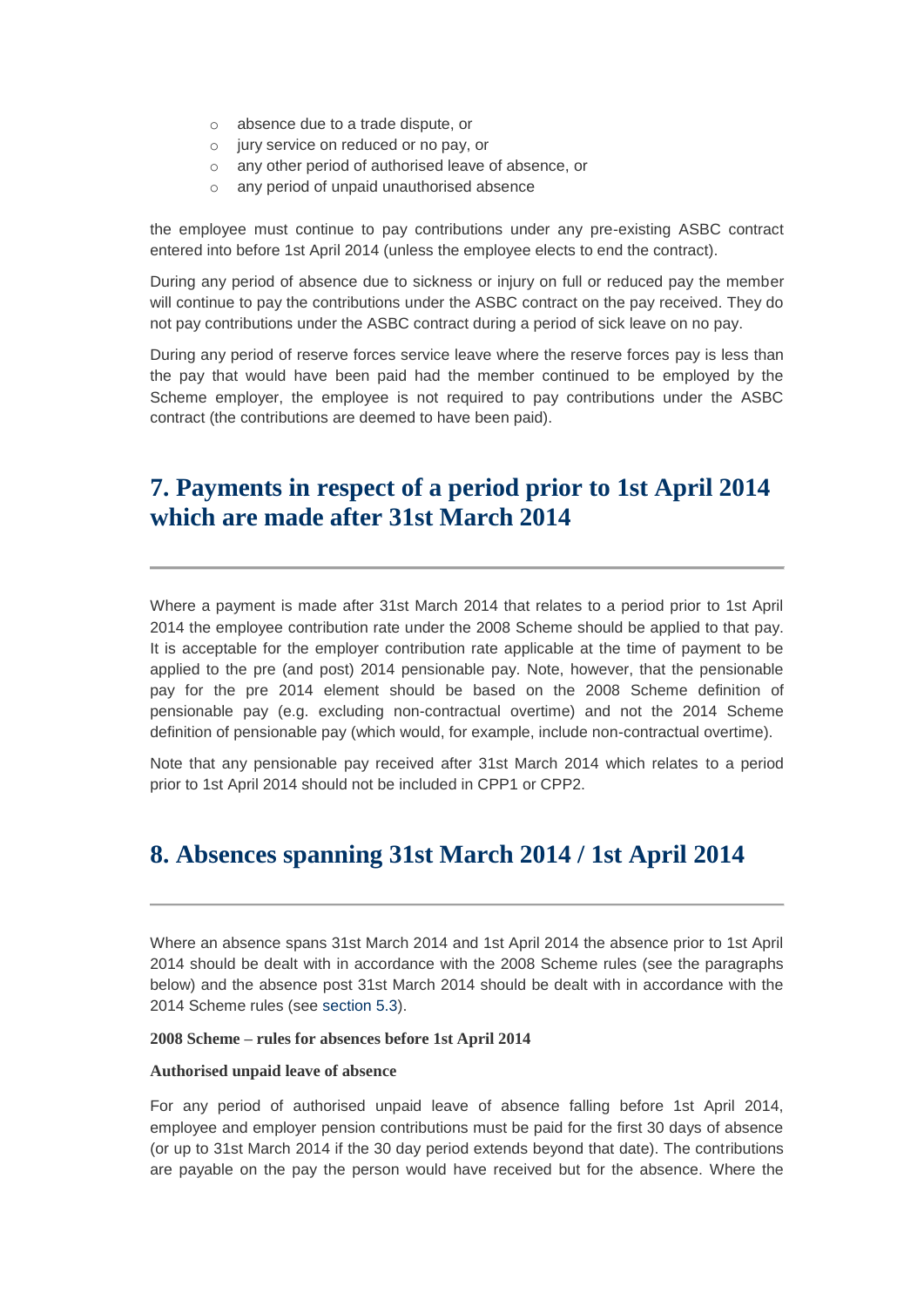- absence due to a trade dispute, or
- jury service on reduced or no pay, or
- any other period of authorised leave of absence, or
- any period of unpaid unauthorised absence

the employee must continue to pay contributions under any pre-existing ASBC contract entered into before 1st April 2014 (unless the employee elects to end the contract).

During any period of absence due to sickness or injury on full or reduced pay the member will continue to pay the contributions under the ASBC contract on the pay received. They do not pay contributions under the ASBC contract during a period of sick leave on no pay.

During any period of reserve forces service leave where the reserve forces pay is less than the pay that would have been paid had the member continued to be employed by the Scheme employer, the employee is not required to pay contributions under the ASBC contract (the contributions are deemed to have been paid).

## 7. Payments in respect of a period prior to 1st April 2014 which are made after 31st March 2014

Where a payment is made after 31st March 2014 that relates to a period prior to 1st April 2014 the employee contribution rate under the 2008 Scheme should be applied to that pay. It is acceptable for the employer contribution rate applicable at the time of payment to be applied to the pre (and post) 2014 pensionable pay. Note, however, that the pensionable pay for the pre 2014 element should be based on the 2008 Scheme definition of pensionable pay (e.g. excluding non-contractual overtime) and not the 2014 Scheme definition of pensionable pay (which would, for example, include non-contractual overtime).

Note that any pensionable pay received after 31st March 2014 which relates to a period prior to 1st April 2014 should not be included in CPP1 or CPP2.

## 8. Absences spanning 31st March 2014 / 1st April 2014

Where an absence spans 31st March 2014 and 1st April 2014 the absence prior to 1st April 2014 should be dealt with in accordance with the 2008 Scheme rules (see the paragraphs below) and the absence post 31st March 2014 should be dealt with in accordance with the 2014 Scheme rules (see section 5.3).

**2008 Scheme – rules for absences before 1st April 2014**

**Authorised unpaid leave of absence**

For any period of authorised unpaid leave of absence falling before 1st April 2014, employee and employer pension contributions must be paid for the first 30 days of absence (or up to 31st March 2014 if the 30 day period extends beyond that date). The contributions are payable on the pay the person would have received but for the absence. Where the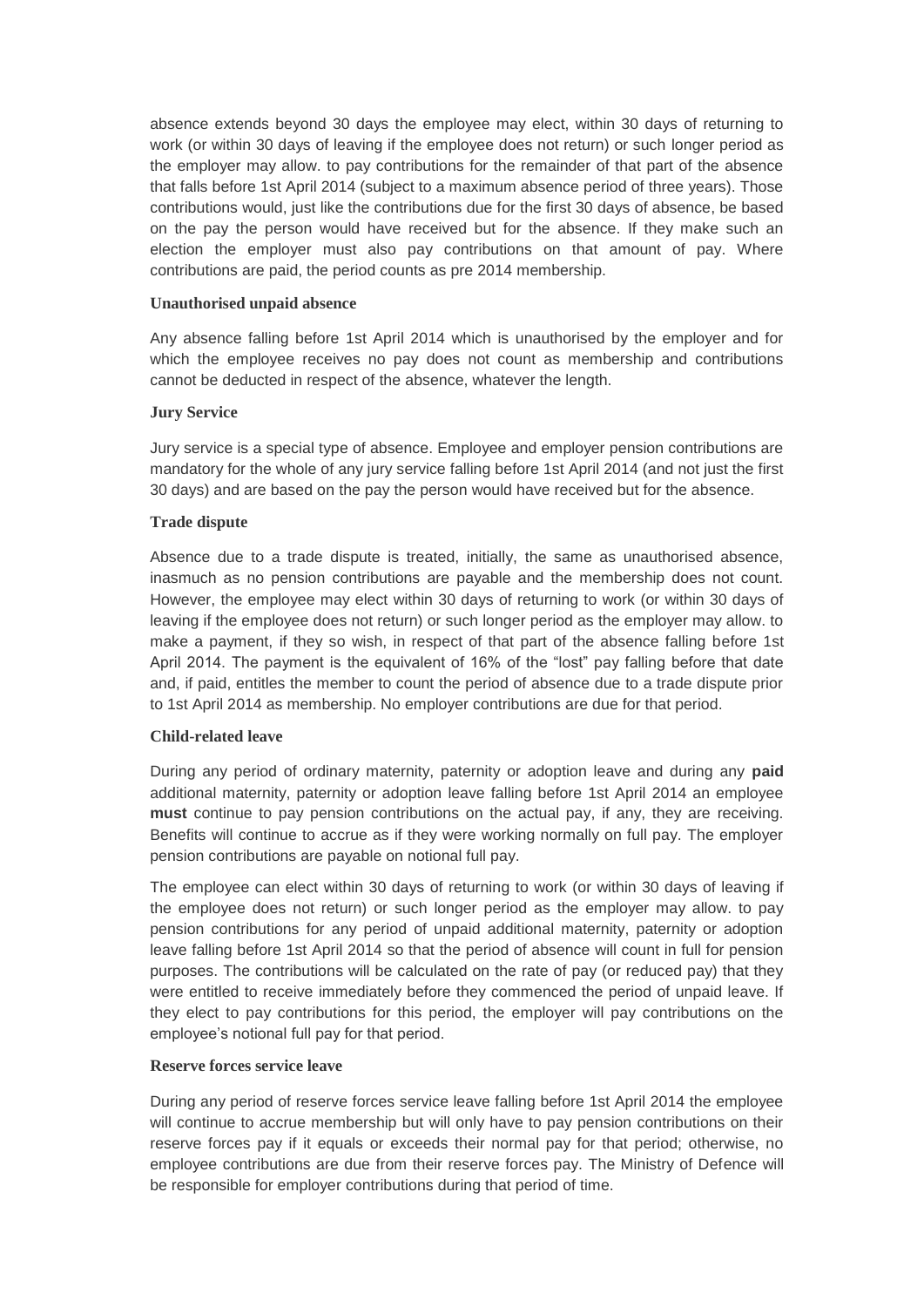absence extends beyond 30 days the employee may elect, within 30 days of returning to work (or within 30 days of leaving if the employee does not return) or such longer period as the employer may allow. to pay contributions for the remainder of that part of the absence that falls before 1st April 2014 (subject to a maximum absence period of three years). Those contributions would, just like the contributions due for the first 30 days of absence, be based on the pay the person would have received but for the absence. If they make such an election the employer must also pay contributions on that amount of pay. Where contributions are paid, the period counts as pre 2014 membership.

### Unauthorised unpaid absence

Any absence falling before 1st April 2014 which is unauthorised by the employer and for which the employee receives no pay does not count as membership and contributions cannot be deducted in respect of the absence, whatever the length.

### Jury Service

Jury service is a special type of absence. Employee and employer pension contributions are mandatory for the whole of any jury service falling before 1st April 2014 (and not just the first 30 days) and are based on the pay the person would have received but for the absence.

### Trade dispute

Absence due to a trade dispute is treated, initially, the same as unauthorised absence, inasmuch as no pension contributions are payable and the membership does not count. However, the employee may elect within 30 days of returning to work (or within 30 days of leaving if the employee does not return) or such longer period as the employer may allow. to make a payment, if they so wish, in respect of that part of the absence falling before 1st April 2014. The payment is the equivalent of 16% of the "lost" pay falling before that date and, if paid, entitles the member to count the period of absence due to a trade dispute prior to 1st April 2014 as membership. No employer contributions are due for that period.

### Child-related leave

During any period of ordinary maternity, paternity or adoption leave and during any **paid** additional maternity, paternity or adoption leave falling before 1st April 2014 an employee **must** continue to pay pension contributions on the actual pay, if any, they are receiving. Benefits will continue to accrue as if they were working normally on full pay. The employer pension contributions are payable on notional full pay.

The employee can elect within 30 days of returning to work (or within 30 days of leaving if the employee does not return) or such longer period as the employer may allow. to pay pension contributions for any period of unpaid additional maternity, paternity or adoption leave falling before 1st April 2014 so that the period of absence will count in full for pension purposes. The contributions will be calculated on the rate of pay (or reduced pay) that they were entitled to receive immediately before they commenced the period of unpaid leave. If they elect to pay contributions for this period, the employer will pay contributions on the employee's notional full pay for that period.

### Reserve forces service leave

During any period of reserve forces service leave falling before 1st April 2014 the employee will continue to accrue membership but will only have to pay pension contributions on their reserve forces pay if it equals or exceeds their normal pay for that period; otherwise, no employee contributions are due from their reserve forces pay. The Ministry of Defence will be responsible for employer contributions during that period of time.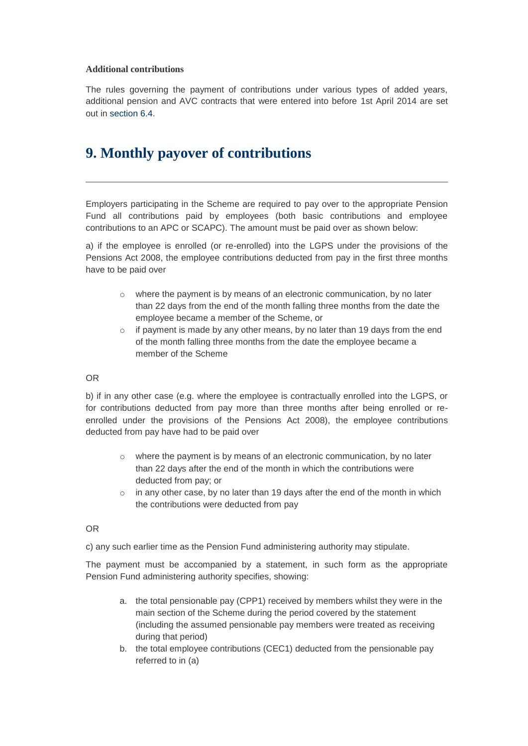**Additional contributions**

The rules governing the payment of contributions under various types of added years, additional pension and AVC contracts that were entered into before 1st April 2014 are set out in section 6.4.

# 9. Monthly payover of contributions

---

Employers participating in the Scheme are required to pay over to the appropriate Pension Fund all contributions paid by employees (both basic contributions and employee contributions to an APC or SCAPC). The amount must be paid over as shown below:

a) if the employee is enrolled (or re-enrolled) into the LGPS under the provisions of the Pensions Act 2008, the employee contributions deducted from pay in the first three months have to be paid over

- where the payment is by means of an electronic communication, by no later than 22 days from the end of the month falling three months from the date the employee became a member of the Scheme, or
- if payment is made by any other means, by no later than 19 days from the end of the month falling three months from the date the employee became a member of the Scheme

OR

b) if in any other case (e.g. where the employee is contractually enrolled into the LGPS, or for contributions deducted from pay more than three months after being enrolled or re-enrolled under the provisions of the Pensions Act 2008), the employee contributions deducted from pay have had to be paid over

- where the payment is by means of an electronic communication, by no later than 22 days after the end of the month in which the contributions were deducted from pay; or
- in any other case, by no later than 19 days after the end of the month in which the contributions were deducted from pay

OR

c) any such earlier time as the Pension Fund administering authority may stipulate.

The payment must be accompanied by a statement, in such form as the appropriate Pension Fund administering authority specifies, showing:

a. the total pensionable pay (CPP1) received by members whilst they were in the main section of the Scheme during the period covered by the statement (including the assumed pensionable pay members were treated as receiving during that period)
b. the total employee contributions (CEC1) deducted from the pensionable pay referred to in (a)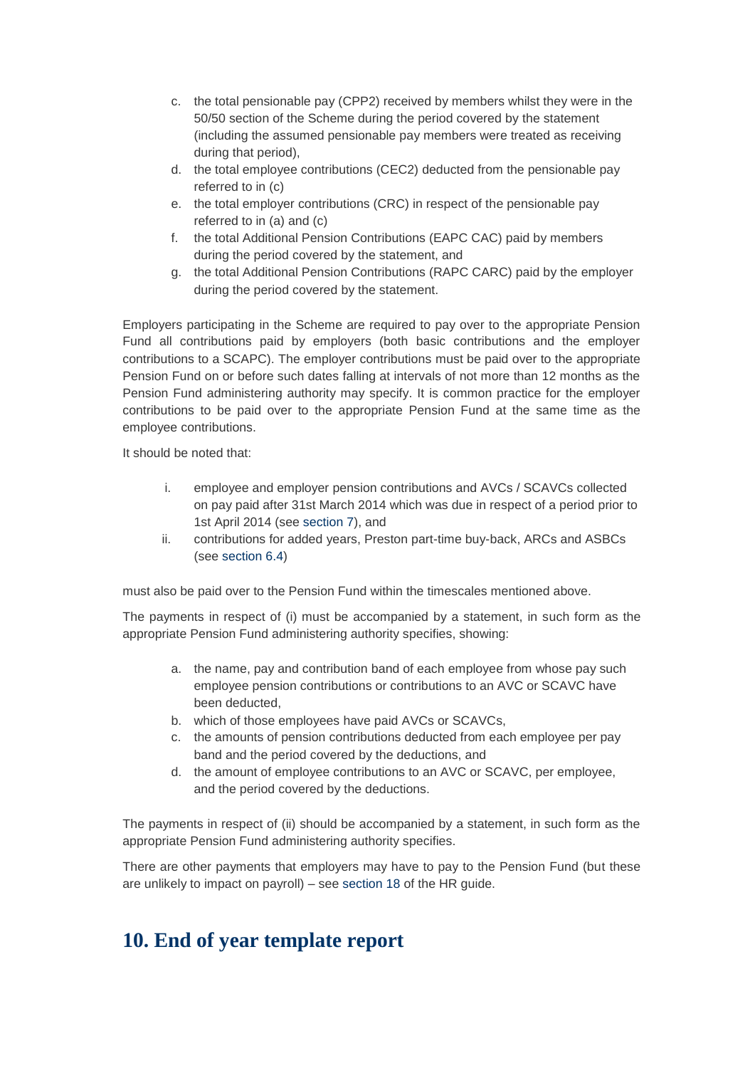c. the total pensionable pay (CPP2) received by members whilst they were in the 50/50 section of the Scheme during the period covered by the statement (including the assumed pensionable pay members were treated as receiving during that period),
d. the total employee contributions (CEC2) deducted from the pensionable pay referred to in (c)
e. the total employer contributions (CRC) in respect of the pensionable pay referred to in (a) and (c)
f. the total Additional Pension Contributions (EAPC CAC) paid by members during the period covered by the statement, and
g. the total Additional Pension Contributions (RAPC CARC) paid by the employer during the period covered by the statement.

Employers participating in the Scheme are required to pay over to the appropriate Pension Fund all contributions paid by employers (both basic contributions and the employer contributions to a SCAPC). The employer contributions must be paid over to the appropriate Pension Fund on or before such dates falling at intervals of not more than 12 months as the Pension Fund administering authority may specify. It is common practice for the employer contributions to be paid over to the appropriate Pension Fund at the same time as the employee contributions.

It should be noted that:

i. employee and employer pension contributions and AVCs / SCAVCs collected on pay paid after 31st March 2014 which was due in respect of a period prior to 1st April 2014 (see section 7), and
ii. contributions for added years, Preston part-time buy-back, ARCs and ASBCs (see section 6.4)

must also be paid over to the Pension Fund within the timescales mentioned above.

The payments in respect of (i) must be accompanied by a statement, in such form as the appropriate Pension Fund administering authority specifies, showing:

a. the name, pay and contribution band of each employee from whose pay such employee pension contributions or contributions to an AVC or SCAVC have been deducted,
b. which of those employees have paid AVCs or SCAVCs,
c. the amounts of pension contributions deducted from each employee per pay band and the period covered by the deductions, and
d. the amount of employee contributions to an AVC or SCAVC, per employee, and the period covered by the deductions.

The payments in respect of (ii) should be accompanied by a statement, in such form as the appropriate Pension Fund administering authority specifies.

There are other payments that employers may have to pay to the Pension Fund (but these are unlikely to impact on payroll) – see section 18 of the HR guide.

## 10. End of year template report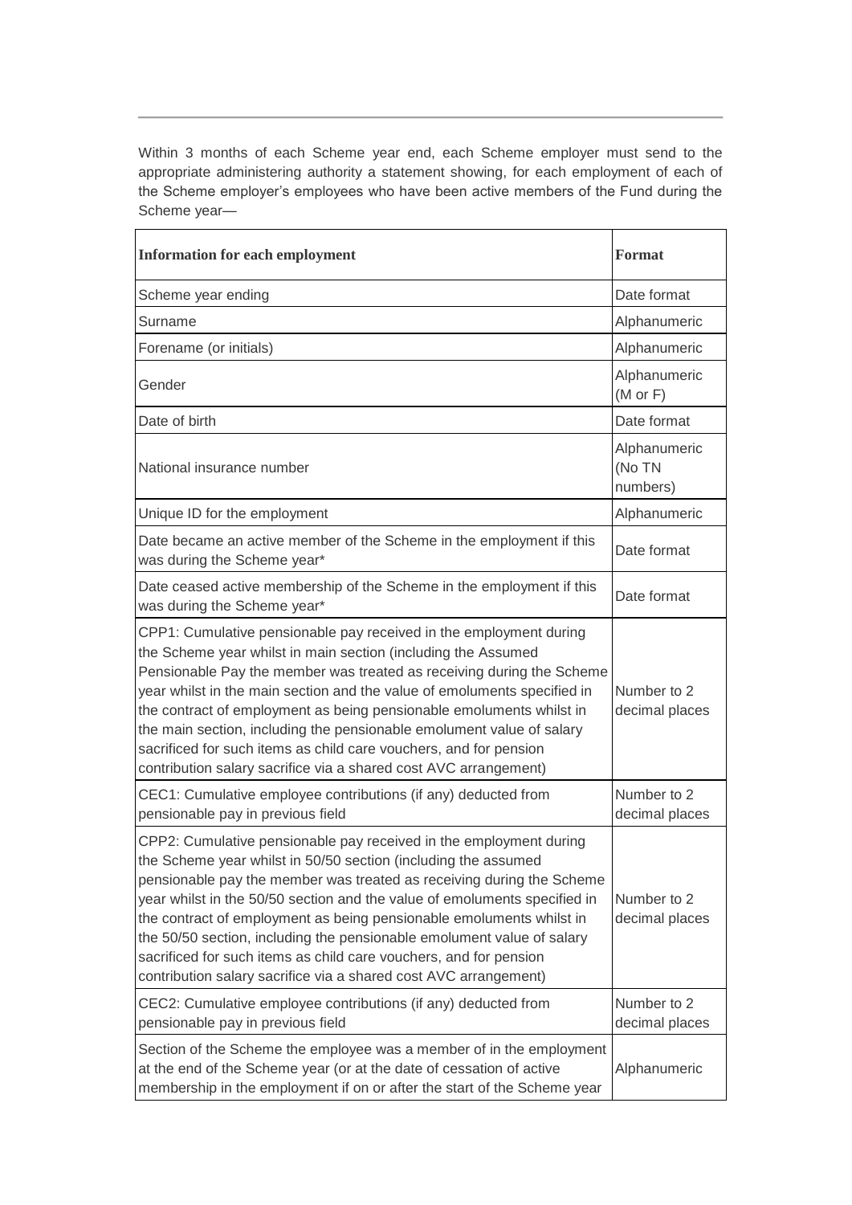Within 3 months of each Scheme year end, each Scheme employer must send to the appropriate administering authority a statement showing, for each employment of each of the Scheme employer's employees who have been active members of the Fund during the Scheme year—

| Information for each employment | Format |
|---|---|
| Scheme year ending | Date format |
| Surname | Alphanumeric |
| Forename (or initials) | Alphanumeric |
| Gender | Alphanumeric (M or F) |
| Date of birth | Date format |
| National insurance number | Alphanumeric (No TN numbers) |
| Unique ID for the employment | Alphanumeric |
| Date became an active member of the Scheme in the employment if this was during the Scheme year* | Date format |
| Date ceased active membership of the Scheme in the employment if this was during the Scheme year* | Date format |
| CPP1: Cumulative pensionable pay received in the employment during the Scheme year whilst in main section (including the Assumed Pensionable Pay the member was treated as receiving during the Scheme year whilst in the main section and the value of emoluments specified in the contract of employment as being pensionable emoluments whilst in the main section, including the pensionable emolument value of salary sacrificed for such items as child care vouchers, and for pension contribution salary sacrifice via a shared cost AVC arrangement) | Number to 2 decimal places |
| CEC1: Cumulative employee contributions (if any) deducted from pensionable pay in previous field | Number to 2 decimal places |
| CPP2: Cumulative pensionable pay received in the employment during the Scheme year whilst in 50/50 section (including the assumed pensionable pay the member was treated as receiving during the Scheme year whilst in the 50/50 section and the value of emoluments specified in the contract of employment as being pensionable emoluments whilst in the 50/50 section, including the pensionable emolument value of salary sacrificed for such items as child care vouchers, and for pension contribution salary sacrifice via a shared cost AVC arrangement) | Number to 2 decimal places |
| CEC2: Cumulative employee contributions (if any) deducted from pensionable pay in previous field | Number to 2 decimal places |
| Section of the Scheme the employee was a member of in the employment at the end of the Scheme year (or at the date of cessation of active membership in the employment if on or after the start of the Scheme year | Alphanumeric |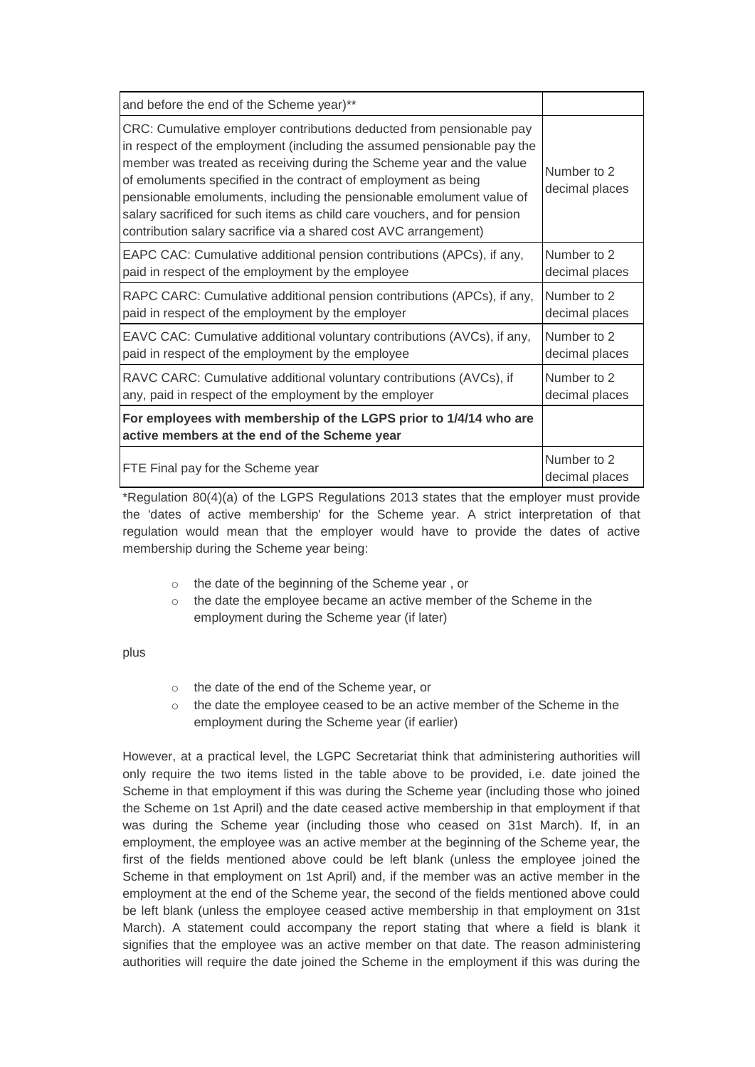| | |
|---|---|
| and before the end of the Scheme year)** | |
| CRC: Cumulative employer contributions deducted from pensionable pay in respect of the employment (including the assumed pensionable pay the member was treated as receiving during the Scheme year and the value of emoluments specified in the contract of employment as being pensionable emoluments, including the pensionable emolument value of salary sacrificed for such items as child care vouchers, and for pension contribution salary sacrifice via a shared cost AVC arrangement) | Number to 2 decimal places |
| EAPC CAC: Cumulative additional pension contributions (APCs), if any, paid in respect of the employment by the employee | Number to 2 decimal places |
| RAPC CARC: Cumulative additional pension contributions (APCs), if any, paid in respect of the employment by the employer | Number to 2 decimal places |
| EAVC CAC: Cumulative additional voluntary contributions (AVCs), if any, paid in respect of the employment by the employee | Number to 2 decimal places |
| RAVC CARC: Cumulative additional voluntary contributions (AVCs), if any, paid in respect of the employment by the employer | Number to 2 decimal places |
| **For employees with membership of the LGPS prior to 1/4/14 who are active members at the end of the Scheme year** | |
| FTE Final pay for the Scheme year | Number to 2 decimal places |

*Regulation 80(4)(a) of the LGPS Regulations 2013 states that the employer must provide the 'dates of active membership' for the Scheme year. A strict interpretation of that regulation would mean that the employer would have to provide the dates of active membership during the Scheme year being:

- the date of the beginning of the Scheme year , or
- the date the employee became an active member of the Scheme in the employment during the Scheme year (if later)

plus

- the date of the end of the Scheme year, or
- the date the employee ceased to be an active member of the Scheme in the employment during the Scheme year (if earlier)

However, at a practical level, the LGPC Secretariat think that administering authorities will only require the two items listed in the table above to be provided, i.e. date joined the Scheme in that employment if this was during the Scheme year (including those who joined the Scheme on 1st April) and the date ceased active membership in that employment if that was during the Scheme year (including those who ceased on 31st March). If, in an employment, the employee was an active member at the beginning of the Scheme year, the first of the fields mentioned above could be left blank (unless the employee joined the Scheme in that employment on 1st April) and, if the member was an active member in the employment at the end of the Scheme year, the second of the fields mentioned above could be left blank (unless the employee ceased active membership in that employment on 31st March). A statement could accompany the report stating that where a field is blank it signifies that the employee was an active member on that date. The reason administering authorities will require the date joined the Scheme in the employment if this was during the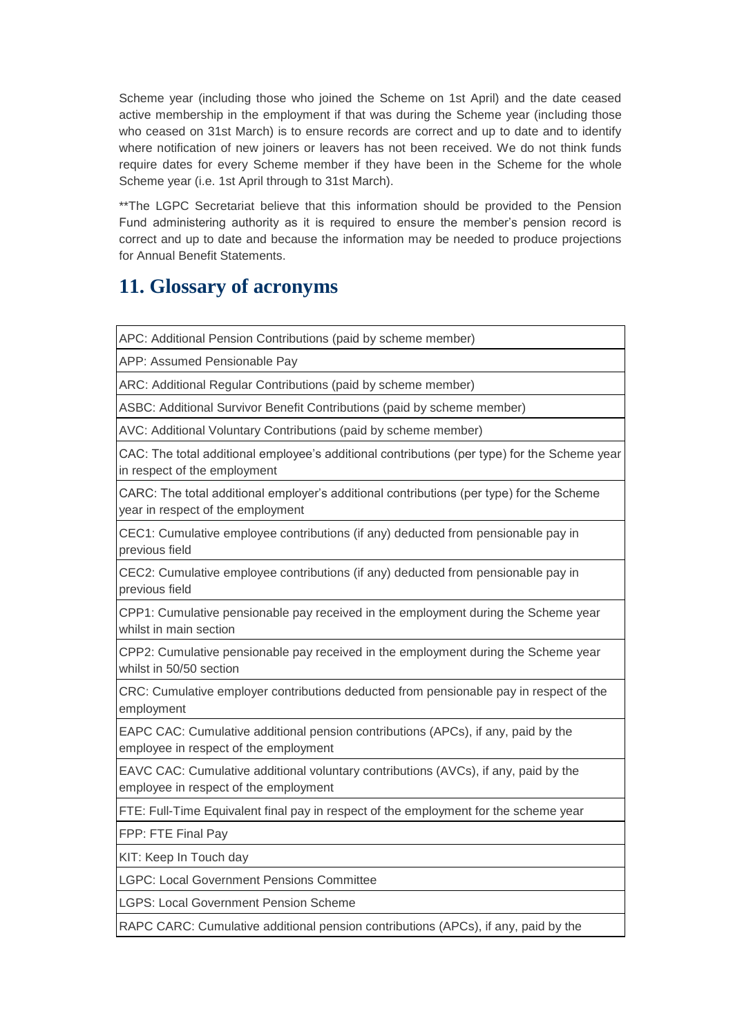Scheme year (including those who joined the Scheme on 1st April) and the date ceased active membership in the employment if that was during the Scheme year (including those who ceased on 31st March) is to ensure records are correct and up to date and to identify where notification of new joiners or leavers has not been received. We do not think funds require dates for every Scheme member if they have been in the Scheme for the whole Scheme year (i.e. 1st April through to 31st March).

**The LGPC Secretariat believe that this information should be provided to the Pension Fund administering authority as it is required to ensure the member's pension record is correct and up to date and because the information may be needed to produce projections for Annual Benefit Statements.

## 11. Glossary of acronyms

| |
|---|
| APC: Additional Pension Contributions (paid by scheme member) |
| APP: Assumed Pensionable Pay |
| ARC: Additional Regular Contributions (paid by scheme member) |
| ASBC: Additional Survivor Benefit Contributions (paid by scheme member) |
| AVC: Additional Voluntary Contributions (paid by scheme member) |
| CAC: The total additional employee's additional contributions (per type) for the Scheme year in respect of the employment |
| CARC: The total additional employer's additional contributions (per type) for the Scheme year in respect of the employment |
| CEC1: Cumulative employee contributions (if any) deducted from pensionable pay in previous field |
| CEC2: Cumulative employee contributions (if any) deducted from pensionable pay in previous field |
| CPP1: Cumulative pensionable pay received in the employment during the Scheme year whilst in main section |
| CPP2: Cumulative pensionable pay received in the employment during the Scheme year whilst in 50/50 section |
| CRC: Cumulative employer contributions deducted from pensionable pay in respect of the employment |
| EAPC CAC: Cumulative additional pension contributions (APCs), if any, paid by the employee in respect of the employment |
| EAVC CAC: Cumulative additional voluntary contributions (AVCs), if any, paid by the employee in respect of the employment |
| FTE: Full-Time Equivalent final pay in respect of the employment for the scheme year |
| FPP: FTE Final Pay |
| KIT: Keep In Touch day |
| LGPC: Local Government Pensions Committee |
| LGPS: Local Government Pension Scheme |
| RAPC CARC: Cumulative additional pension contributions (APCs), if any, paid by the |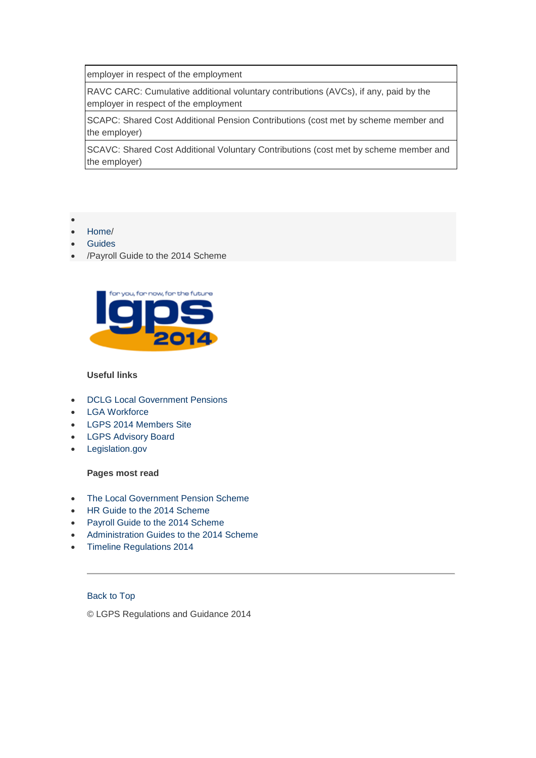| |
|---|
| employer in respect of the employment |
| RAVC CARC: Cumulative additional voluntary contributions (AVCs), if any, paid by the employer in respect of the employment |
| SCAPC: Shared Cost Additional Pension Contributions (cost met by scheme member and the employer) |
| SCAVC: Shared Cost Additional Voluntary Contributions (cost met by scheme member and the employer) |

- Home/
- Guides
- /Payroll Guide to the 2014 Scheme

**Useful links**

- DCLG Local Government Pensions
- LGA Workforce
- LGPS 2014 Members Site
- LGPS Advisory Board
- Legislation.gov

**Pages most read**

- The Local Government Pension Scheme
- HR Guide to the 2014 Scheme
- Payroll Guide to the 2014 Scheme
- Administration Guides to the 2014 Scheme
- Timeline Regulations 2014

---

Back to Top

© LGPS Regulations and Guidance 2014